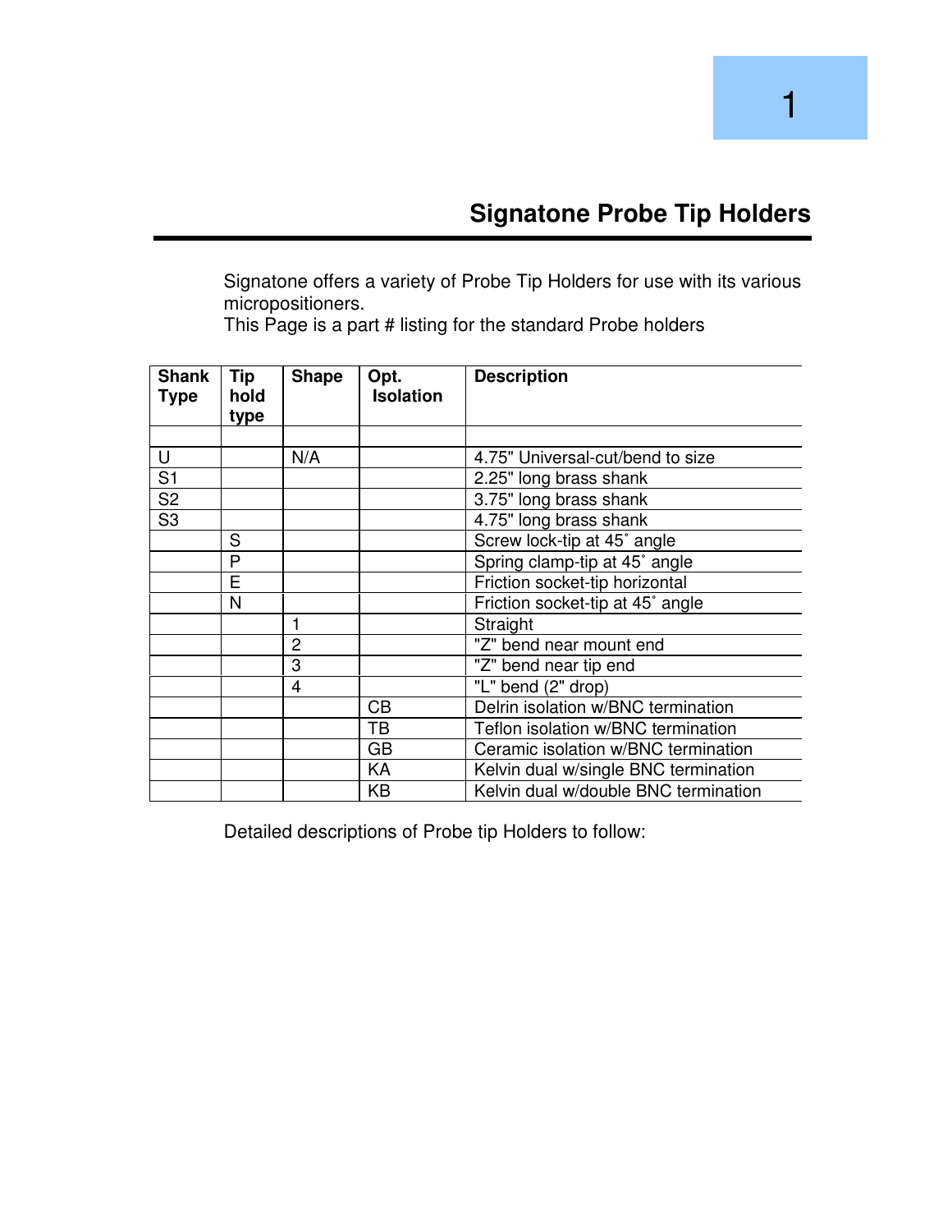# Signatone Probe Tip Holders

Signatone offers a variety of Probe Tip Holders for use with its various micropositioners.
This Page is a part # listing for the standard Probe holders

| Shank Type | Tip hold type | Shape | Opt. Isolation | Description |
|---|---|---|---|---|
| | | | | |
| U | | N/A | | 4.75" Universal-cut/bend to size |
| S1 | | | | 2.25" long brass shank |
| S2 | | | | 3.75" long brass shank |
| S3 | | | | 4.75" long brass shank |
| | S | | | Screw lock-tip at 45˚ angle |
| | P | | | Spring clamp-tip at 45˚ angle |
| | E | | | Friction socket-tip horizontal |
| | N | | | Friction socket-tip at 45˚ angle |
| | | 1 | | Straight |
| | | 2 | | "Z" bend near mount end |
| | | 3 | | "Z" bend near tip end |
| | | 4 | | "L" bend (2" drop) |
| | | | CB | Delrin isolation w/BNC termination |
| | | | TB | Teflon isolation w/BNC termination |
| | | | GB | Ceramic isolation w/BNC termination |
| | | | KA | Kelvin dual w/single BNC termination |
| | | | KB | Kelvin dual w/double BNC termination |

Detailed descriptions of Probe tip Holders to follow: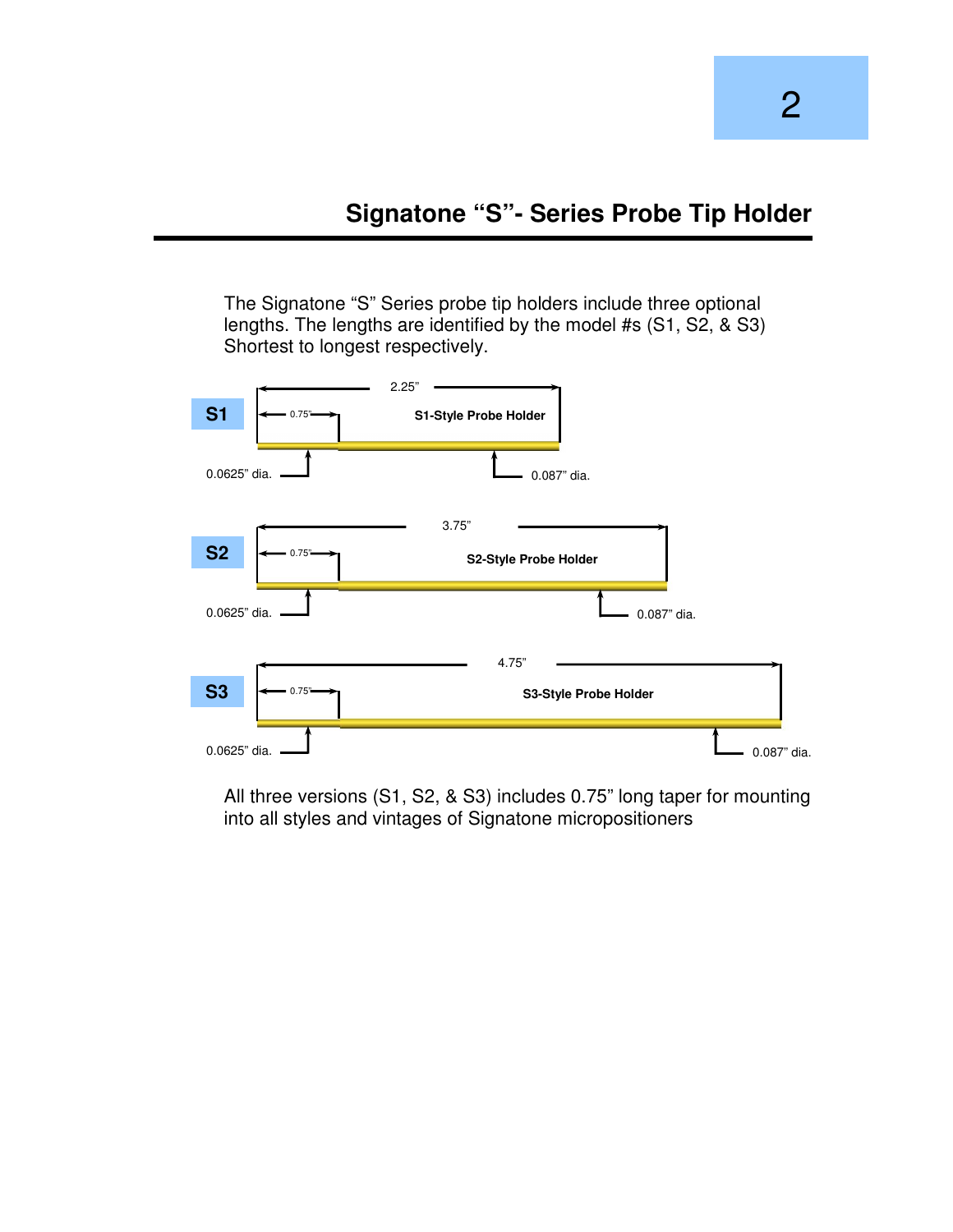# Signatone "S"- Series Probe Tip Holder

The Signatone "S" Series probe tip holders include three optional lengths. The lengths are identified by the model #s (S1, S2, & S3) Shortest to longest respectively.

**S1**

2.25"

0.75"

**S1-Style Probe Holder**

0.0625" dia.

0.087" dia.

**S2**

3.75"

0.75"

**S2-Style Probe Holder**

0.0625" dia.

0.087" dia.

**S3**

4.75"

0.75"

**S3-Style Probe Holder**

0.0625" dia.

0.087" dia.

All three versions (S1, S2, & S3) includes 0.75" long taper for mounting into all styles and vintages of Signatone micropositioners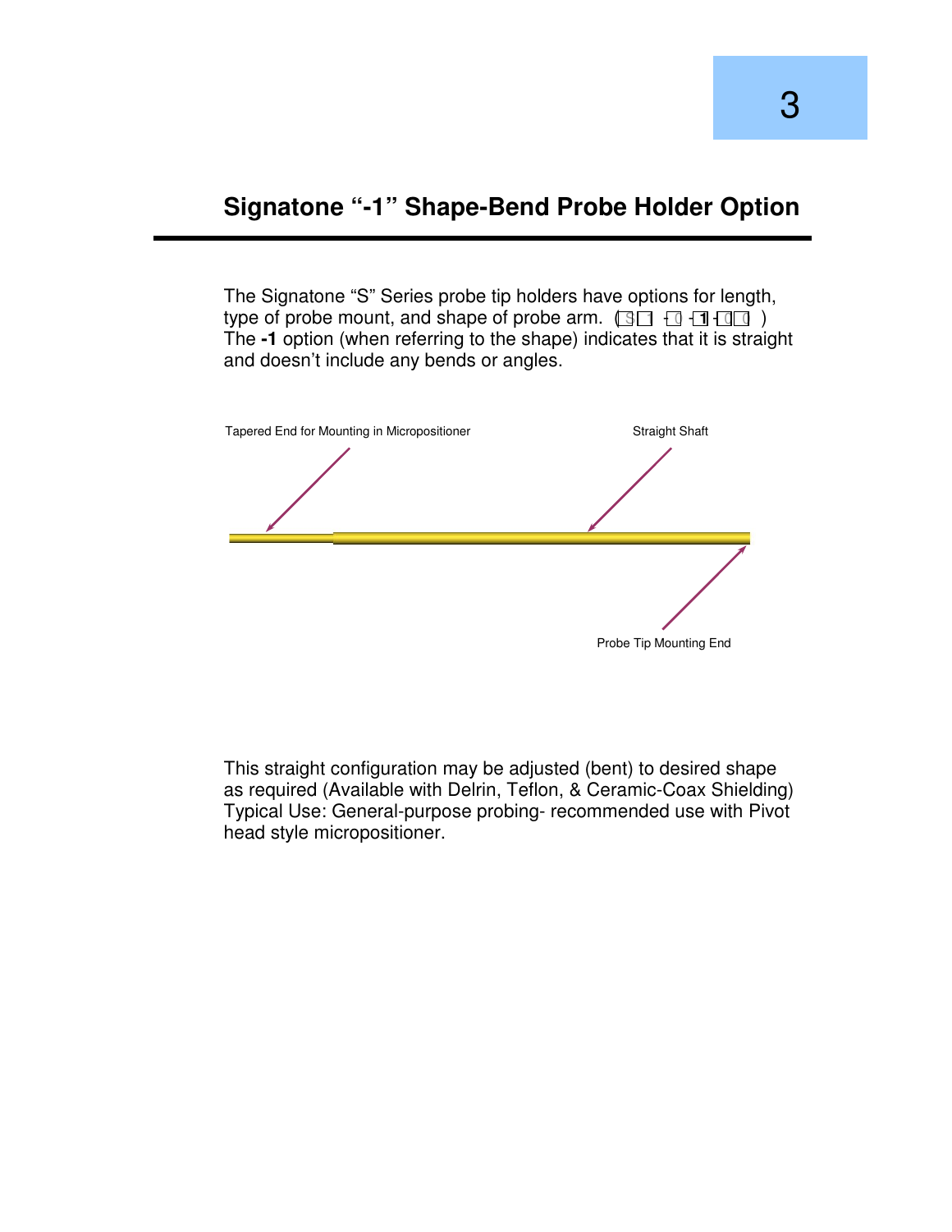## Signatone "-1" Shape-Bend Probe Holder Option

The Signatone "S" Series probe tip holders have options for length, type of probe mount, and shape of probe arm. (S1 -0 -1-00 )
The **-1** option (when referring to the shape) indicates that it is straight and doesn't include any bends or angles.

Tapered End for Mounting in Micropositioner

Straight Shaft

Probe Tip Mounting End

This straight configuration may be adjusted (bent) to desired shape as required (Available with Delrin, Teflon, & Ceramic-Coax Shielding)
Typical Use: General-purpose probing- recommended use with Pivot head style micropositioner.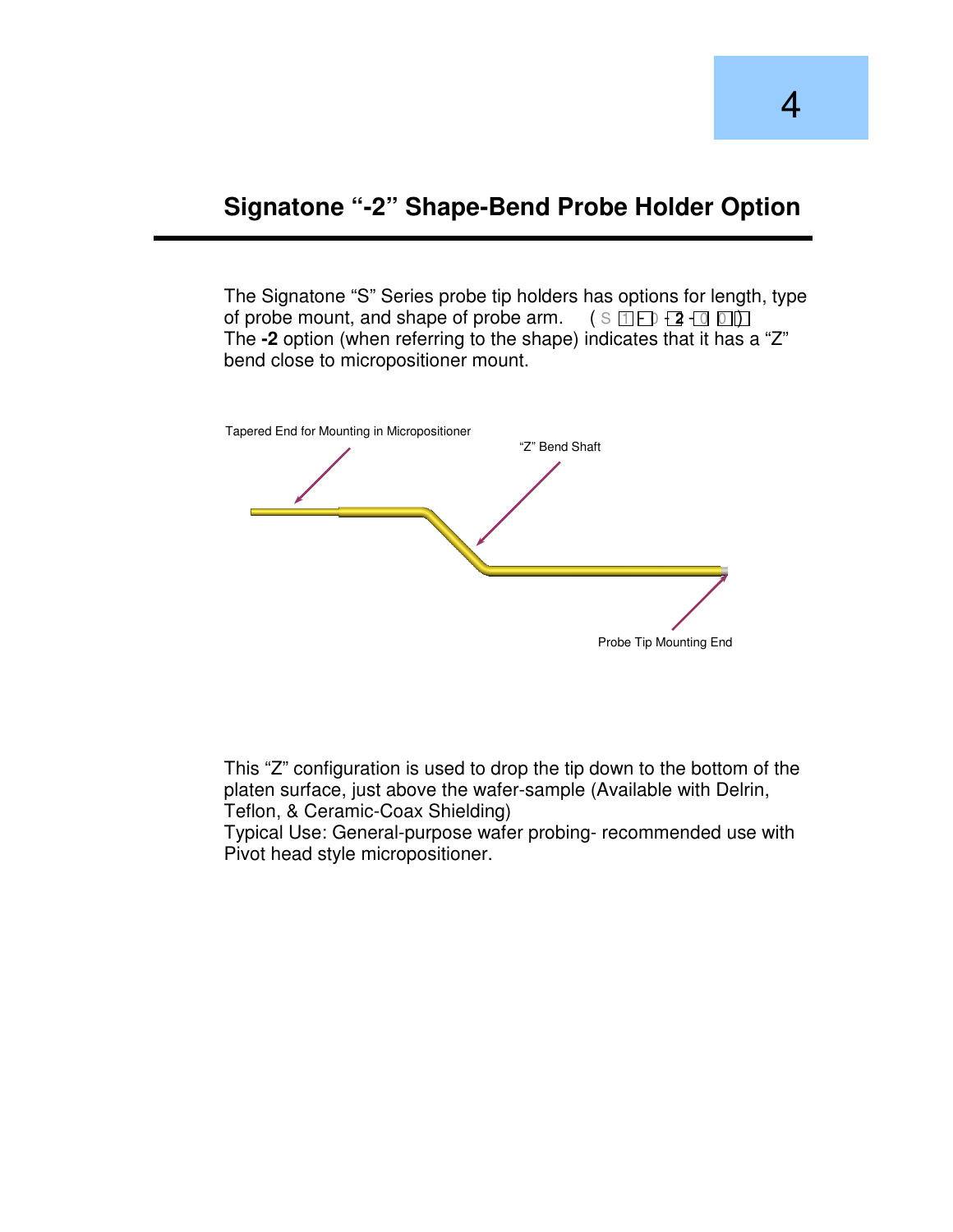## Signatone "-2" Shape-Bend Probe Holder Option

The Signatone "S" Series probe tip holders has options for length, type of probe mount, and shape of probe arm. (S 1 - 0 - **2** - 0 0 )
The **-2** option (when referring to the shape) indicates that it has a "Z" bend close to micropositioner mount.

Tapered End for Mounting in Micropositioner

"Z" Bend Shaft

Probe Tip Mounting End

This "Z" configuration is used to drop the tip down to the bottom of the platen surface, just above the wafer-sample (Available with Delrin, Teflon, & Ceramic-Coax Shielding)
Typical Use: General-purpose wafer probing- recommended use with Pivot head style micropositioner.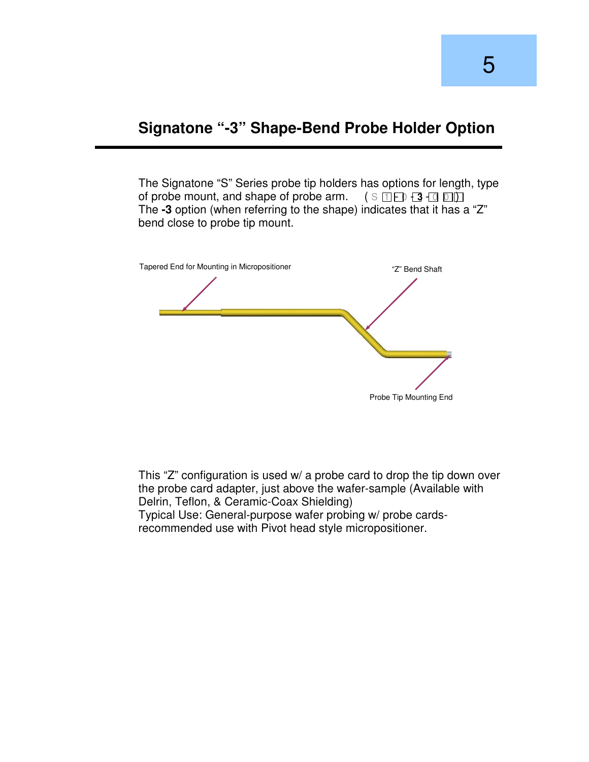# Signatone "-3" Shape-Bend Probe Holder Option

The Signatone "S" Series probe tip holders has options for length, type of probe mount, and shape of probe arm. (S 1 - 0 - 3 - 0 0 0)
The **-3** option (when referring to the shape) indicates that it has a "Z" bend close to probe tip mount.

Tapered End for Mounting in Micropositioner

"Z" Bend Shaft

Probe Tip Mounting End

This "Z" configuration is used w/ a probe card to drop the tip down over the probe card adapter, just above the wafer-sample (Available with Delrin, Teflon, & Ceramic-Coax Shielding)
Typical Use: General-purpose wafer probing w/ probe cards- recommended use with Pivot head style micropositioner.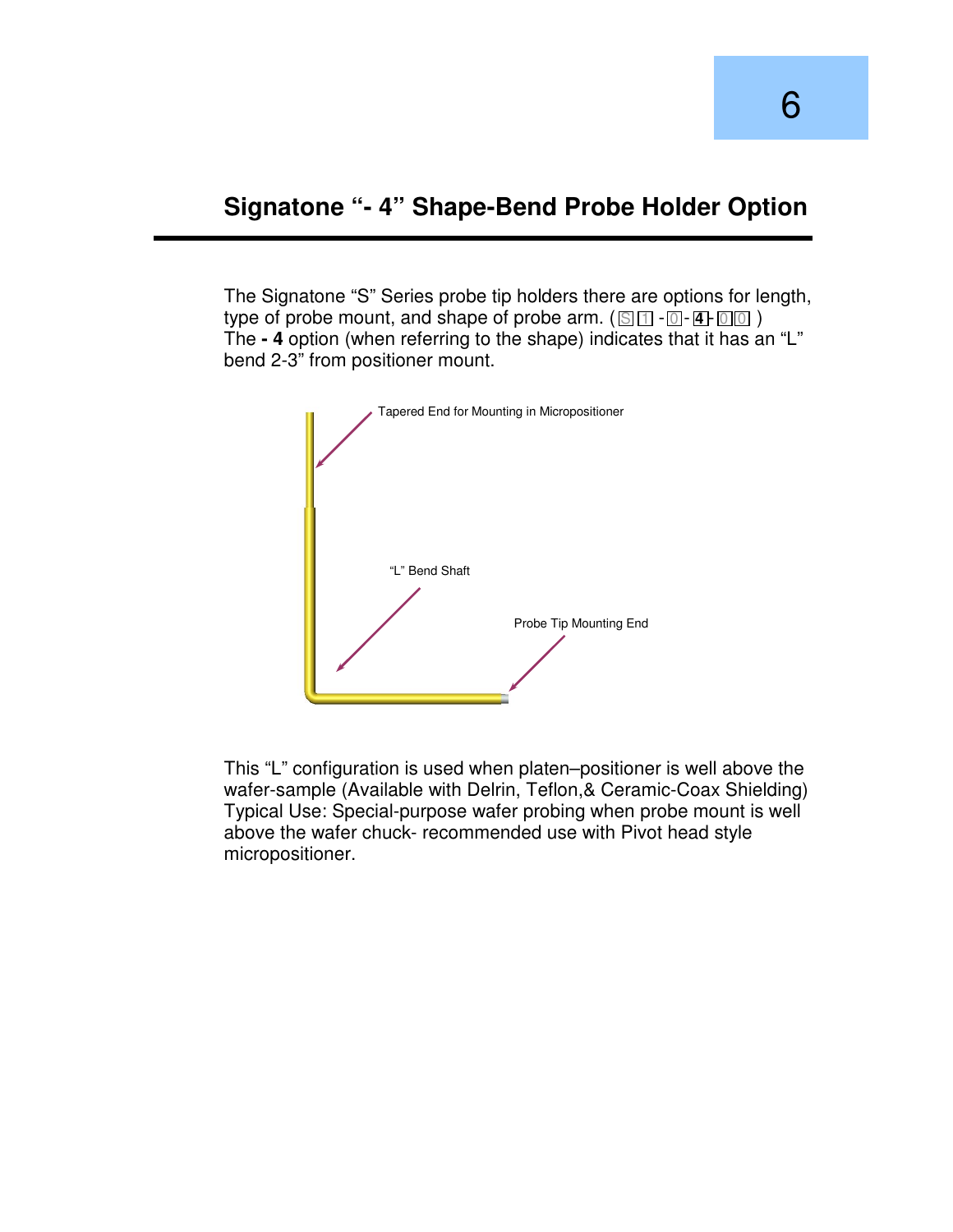## Signatone "- 4" Shape-Bend Probe Holder Option

The Signatone "S" Series probe tip holders there are options for length, type of probe mount, and shape of probe arm. ( S 1 - 0 - **4** - 0 0 )
The **- 4** option (when referring to the shape) indicates that it has an "L" bend 2-3" from positioner mount.

Tapered End for Mounting in Micropositioner

"L" Bend Shaft

Probe Tip Mounting End

This "L" configuration is used when platen–positioner is well above the wafer-sample (Available with Delrin, Teflon,& Ceramic-Coax Shielding)
Typical Use: Special-purpose wafer probing when probe mount is well above the wafer chuck- recommended use with Pivot head style micropositioner.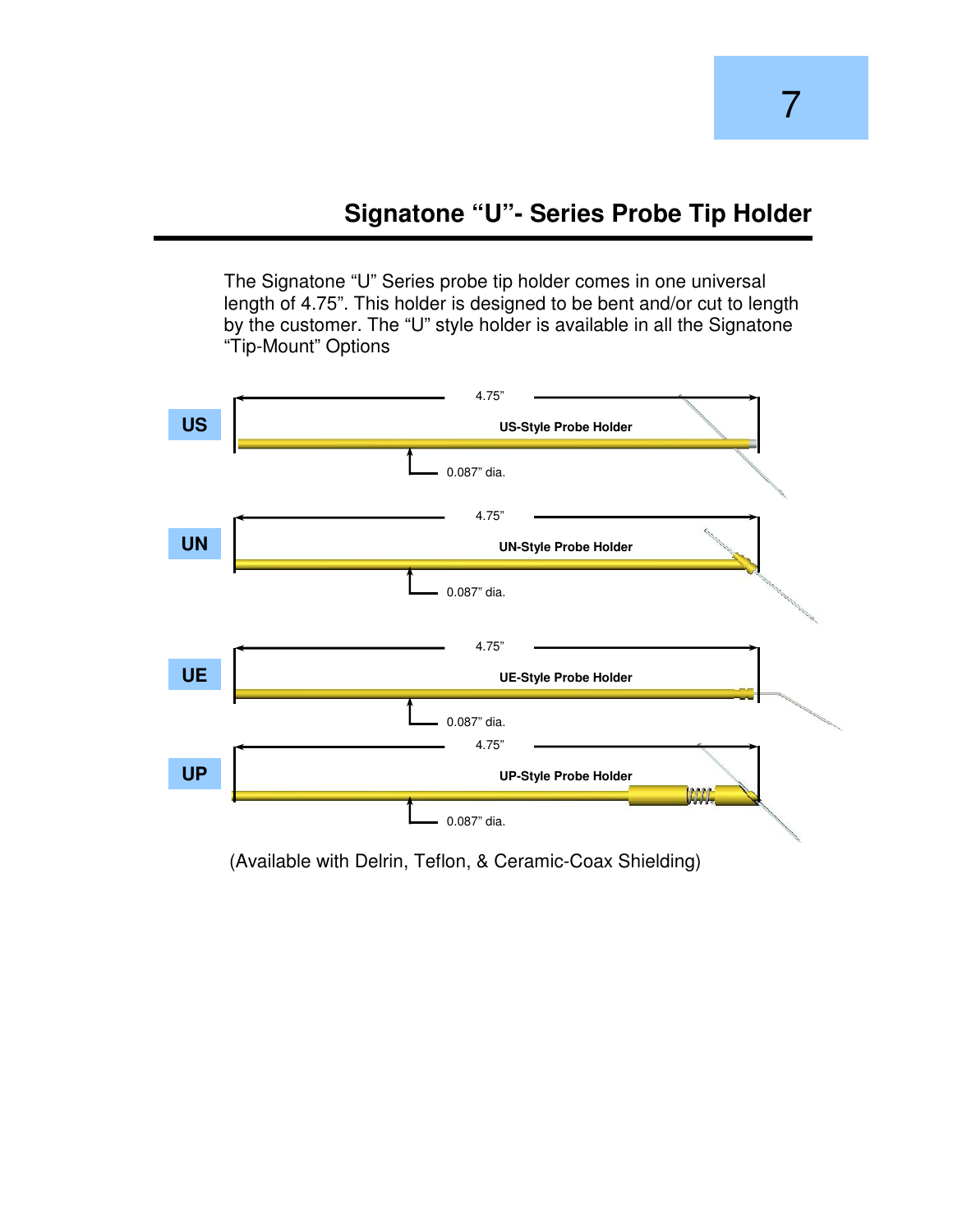## Signatone "U"- Series Probe Tip Holder

The Signatone "U" Series probe tip holder comes in one universal length of 4.75". This holder is designed to be bent and/or cut to length by the customer. The "U" style holder is available in all the Signatone "Tip-Mount" Options

**US**

4.75"

US-Style Probe Holder

0.087" dia.

**UN**

4.75"

UN-Style Probe Holder

0.087" dia.

**UE**

4.75"

UE-Style Probe Holder

0.087" dia.

**UP**

4.75"

UP-Style Probe Holder

0.087" dia.

(Available with Delrin, Teflon, & Ceramic-Coax Shielding)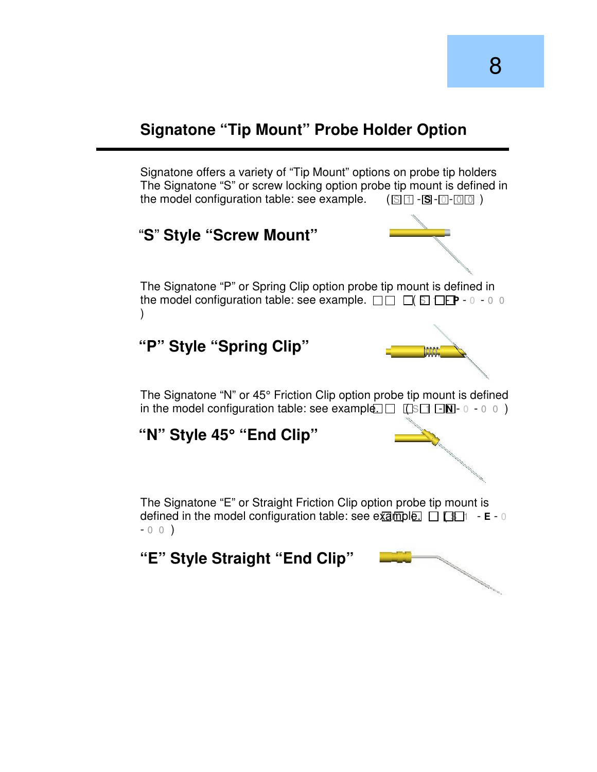## Signatone “Tip Mount” Probe Holder Option

Signatone offers a variety of “Tip Mount” options on probe tip holders The Signatone “S” or screw locking option probe tip mount is defined in the model configuration table: see example. (S1-S-0-00)

### “S” Style “Screw Mount”

The Signatone “P” or Spring Clip option probe tip mount is defined in the model configuration table: see example. (S1-P-0-00)

### “P” Style “Spring Clip”

The Signatone “N” or 45° Friction Clip option probe tip mount is defined in the model configuration table: see example. (S1-N-0-00)

### “N” Style 45° “End Clip”

The Signatone “E” or Straight Friction Clip option probe tip mount is defined in the model configuration table: see example. (S1-E-0-00)

### “E” Style Straight “End Clip”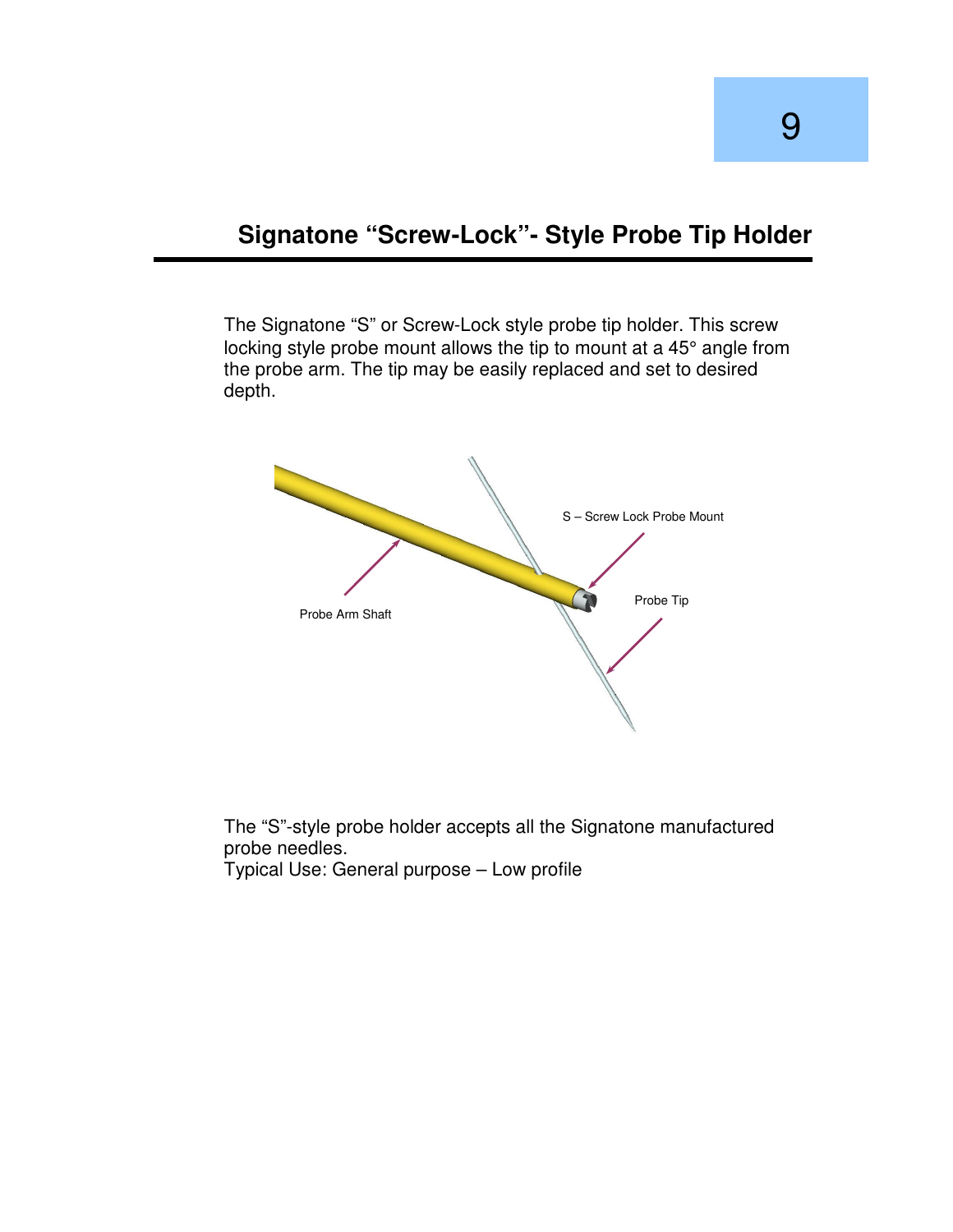## Signatone "Screw-Lock"- Style Probe Tip Holder

The Signatone "S" or Screw-Lock style probe tip holder. This screw locking style probe mount allows the tip to mount at a 45° angle from the probe arm. The tip may be easily replaced and set to desired depth.

The "S"-style probe holder accepts all the Signatone manufactured probe needles.
Typical Use: General purpose – Low profile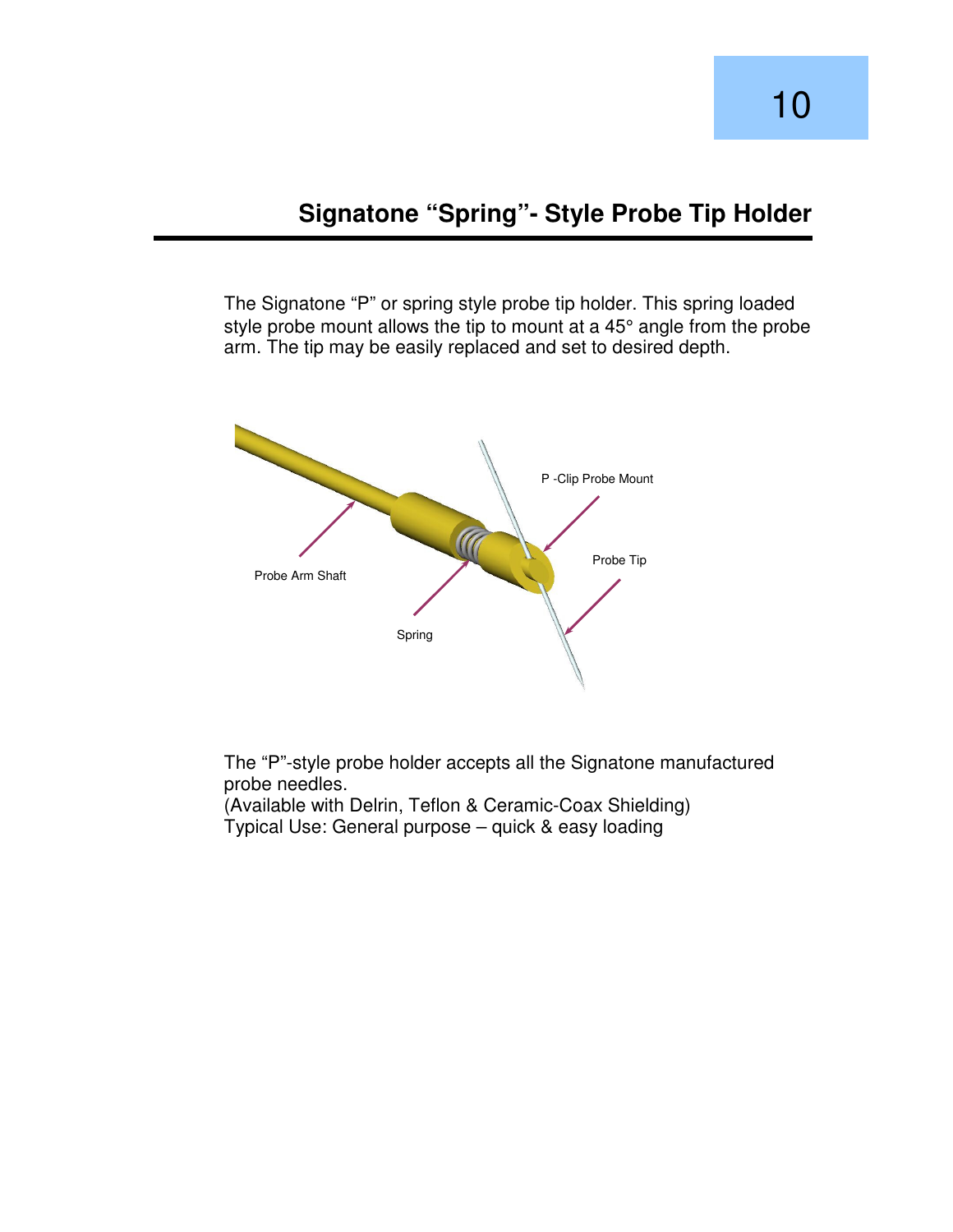## Signatone "Spring"- Style Probe Tip Holder

The Signatone "P" or spring style probe tip holder. This spring loaded style probe mount allows the tip to mount at a 45° angle from the probe arm. The tip may be easily replaced and set to desired depth.

P -Clip Probe Mount

Probe Tip

Probe Arm Shaft

Spring

The "P"-style probe holder accepts all the Signatone manufactured probe needles.
(Available with Delrin, Teflon & Ceramic-Coax Shielding)
Typical Use: General purpose – quick & easy loading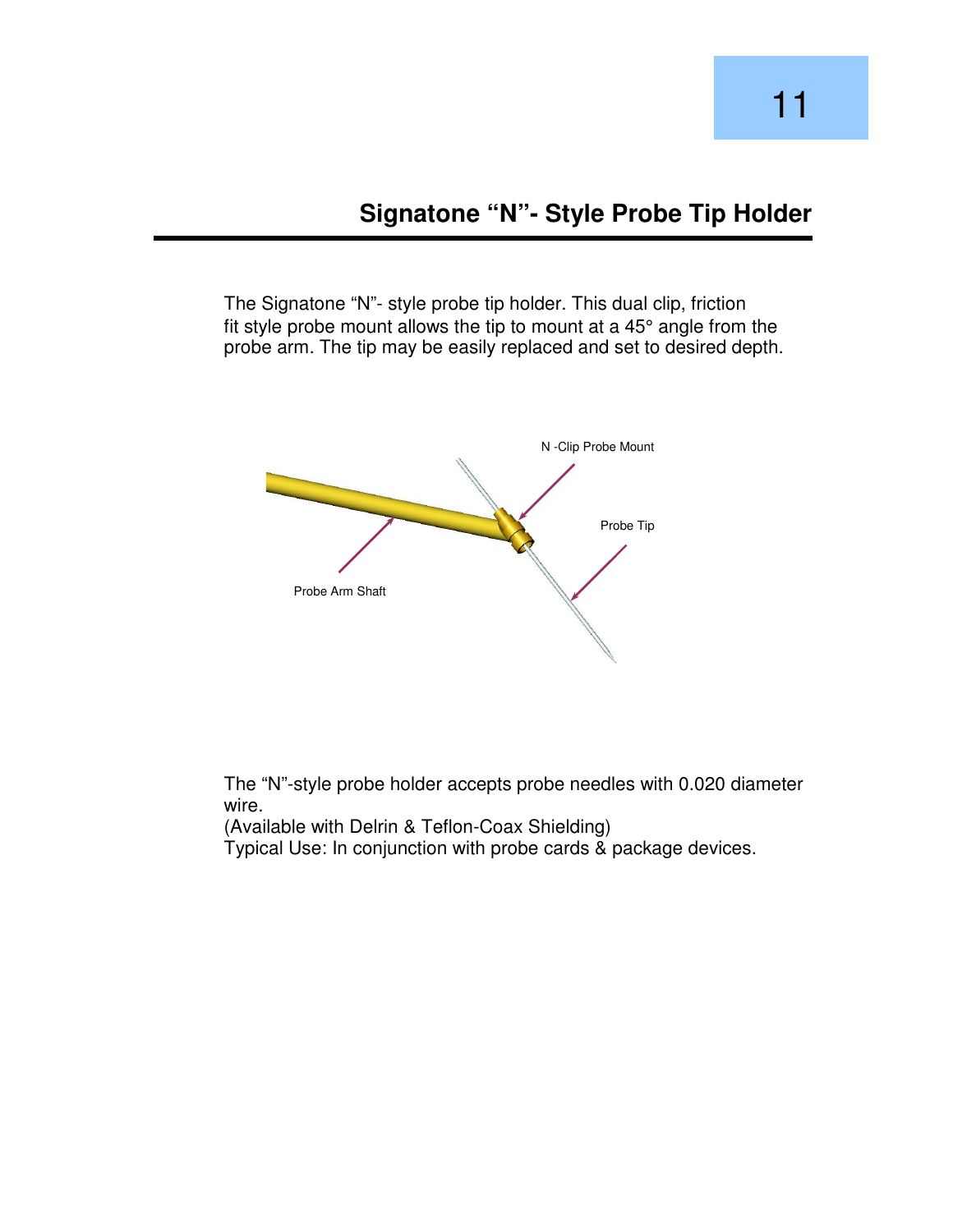## Signatone "N"- Style Probe Tip Holder

The Signatone "N"- style probe tip holder. This dual clip, friction fit style probe mount allows the tip to mount at a 45° angle from the probe arm. The tip may be easily replaced and set to desired depth.

N -Clip Probe Mount

Probe Tip

Probe Arm Shaft

The "N"-style probe holder accepts probe needles with 0.020 diameter wire.
(Available with Delrin & Teflon-Coax Shielding)
Typical Use: In conjunction with probe cards & package devices.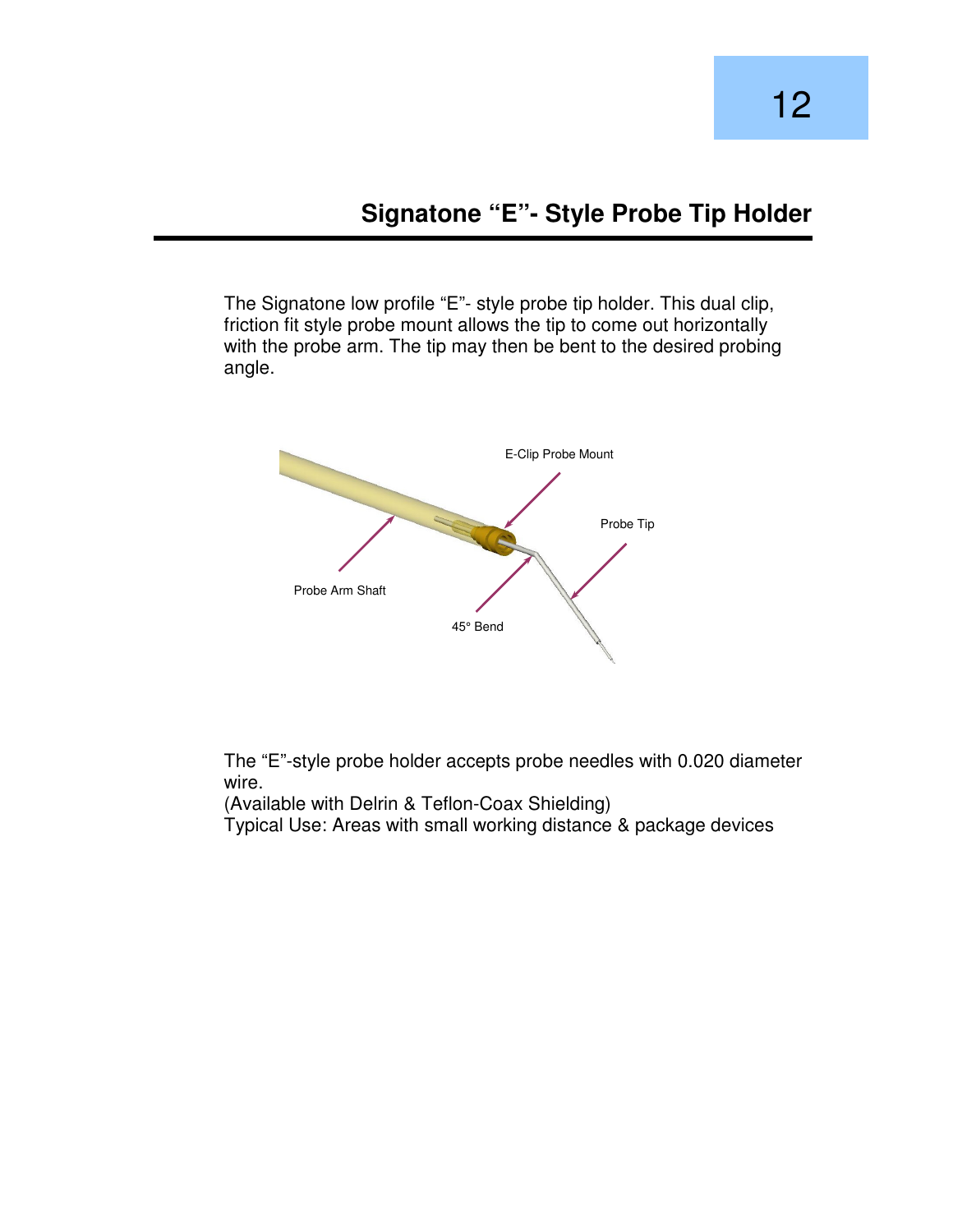## Signatone "E"- Style Probe Tip Holder

The Signatone low profile "E"- style probe tip holder. This dual clip, friction fit style probe mount allows the tip to come out horizontally with the probe arm. The tip may then be bent to the desired probing angle.

E-Clip Probe Mount

Probe Tip

Probe Arm Shaft

45° Bend

The "E"-style probe holder accepts probe needles with 0.020 diameter wire.
(Available with Delrin & Teflon-Coax Shielding)
Typical Use: Areas with small working distance & package devices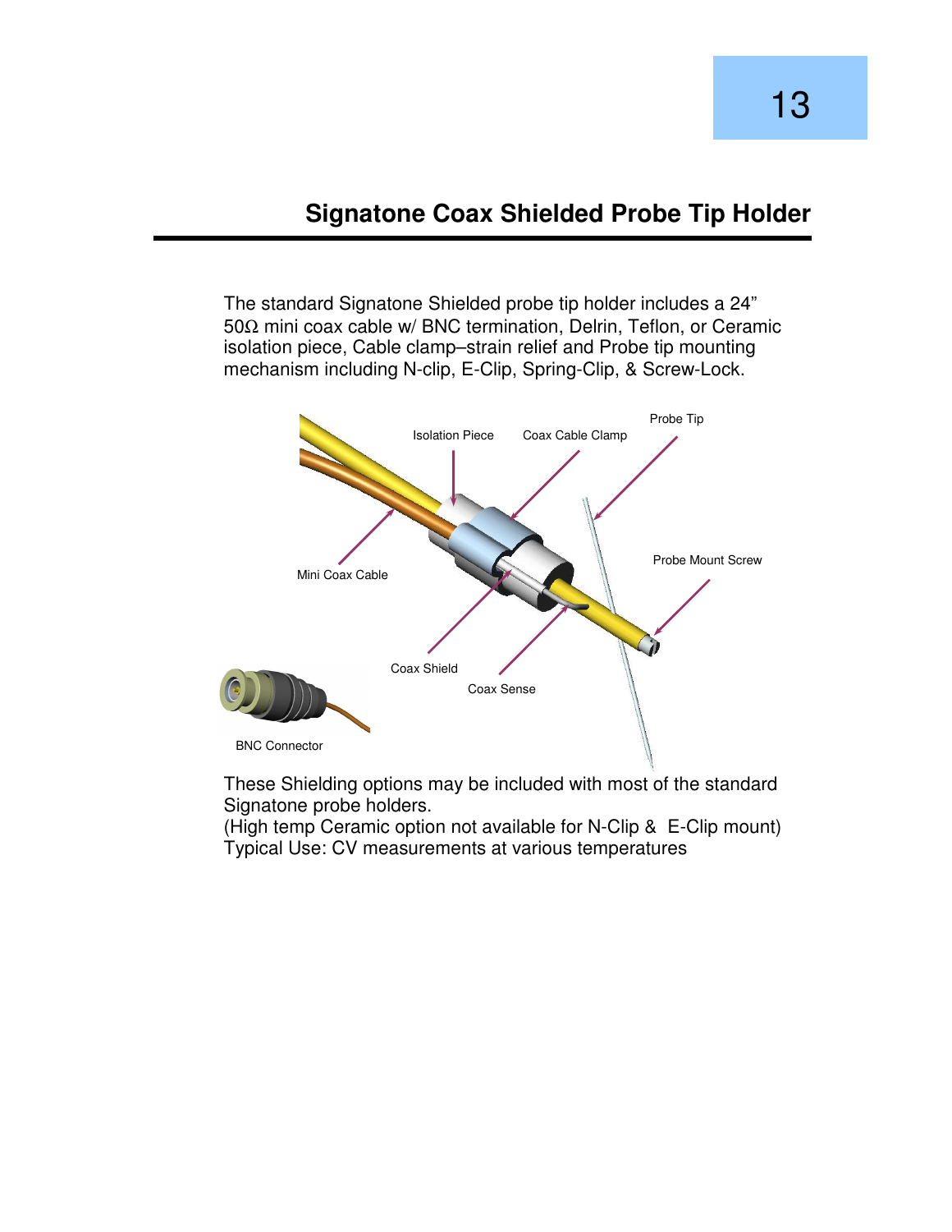## Signatone Coax Shielded Probe Tip Holder

The standard Signatone Shielded probe tip holder includes a 24” 50Ω mini coax cable w/ BNC termination, Delrin, Teflon, or Ceramic isolation piece, Cable clamp–strain relief and Probe tip mounting mechanism including N-clip, E-Clip, Spring-Clip, & Screw-Lock.

Isolation Piece

Coax Cable Clamp

Probe Tip

Mini Coax Cable

Probe Mount Screw

Coax Shield

Coax Sense

BNC Connector

These Shielding options may be included with most of the standard Signatone probe holders.
(High temp Ceramic option not available for N-Clip & E-Clip mount)
Typical Use: CV measurements at various temperatures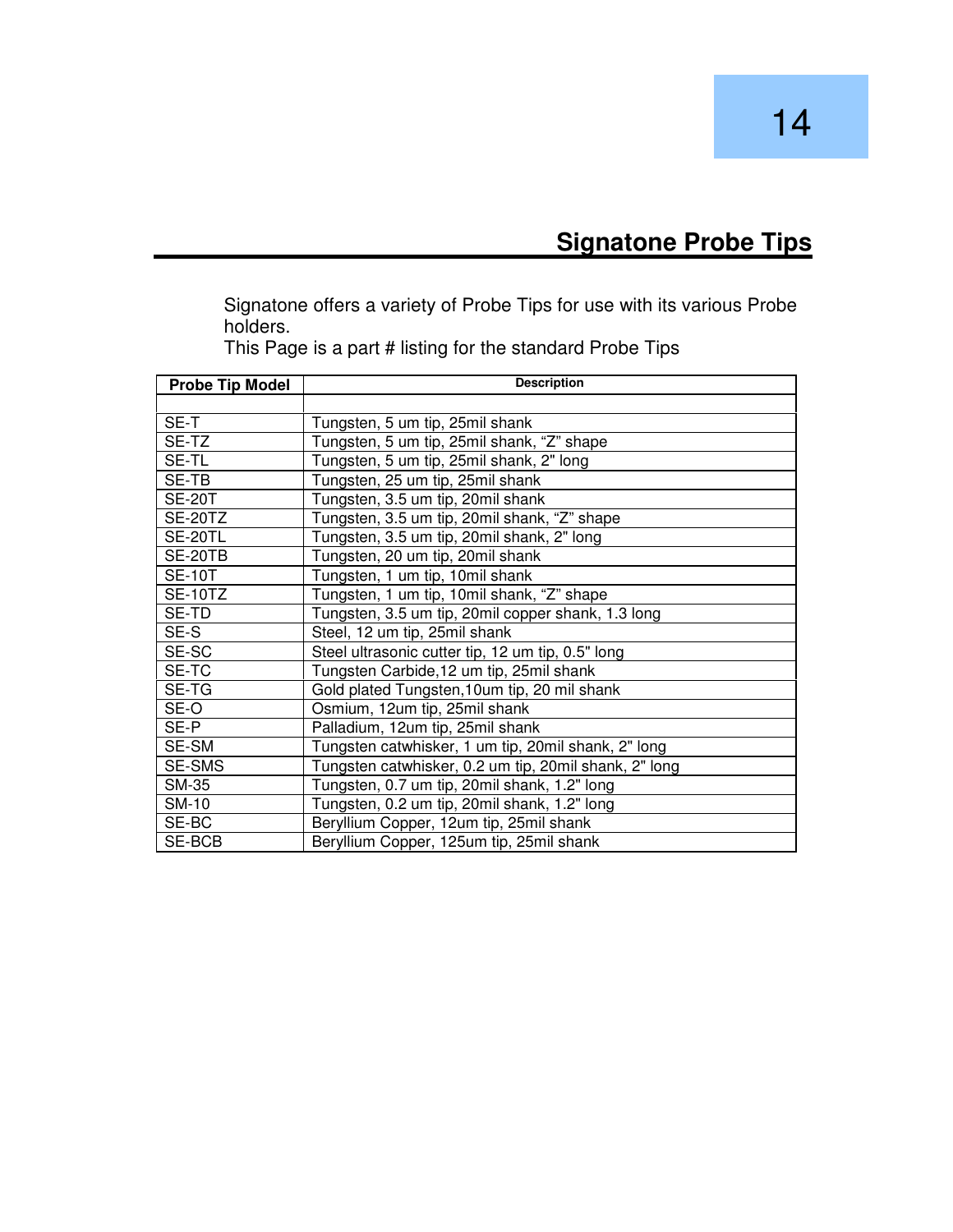# Signatone Probe Tips

Signatone offers a variety of Probe Tips for use with its various Probe holders.
This Page is a part # listing for the standard Probe Tips

| Probe Tip Model | Description |
|---|---|
| | |
| SE-T | Tungsten, 5 um tip, 25mil shank |
| SE-TZ | Tungsten, 5 um tip, 25mil shank, “Z” shape |
| SE-TL | Tungsten, 5 um tip, 25mil shank, 2" long |
| SE-TB | Tungsten, 25 um tip, 25mil shank |
| SE-20T | Tungsten, 3.5 um tip, 20mil shank |
| SE-20TZ | Tungsten, 3.5 um tip, 20mil shank, “Z” shape |
| SE-20TL | Tungsten, 3.5 um tip, 20mil shank, 2" long |
| SE-20TB | Tungsten, 20 um tip, 20mil shank |
| SE-10T | Tungsten, 1 um tip, 10mil shank |
| SE-10TZ | Tungsten, 1 um tip, 10mil shank, “Z” shape |
| SE-TD | Tungsten, 3.5 um tip, 20mil copper shank, 1.3 long |
| SE-S | Steel, 12 um tip, 25mil shank |
| SE-SC | Steel ultrasonic cutter tip, 12 um tip, 0.5" long |
| SE-TC | Tungsten Carbide,12 um tip, 25mil shank |
| SE-TG | Gold plated Tungsten,10um tip, 20 mil shank |
| SE-O | Osmium, 12um tip, 25mil shank |
| SE-P | Palladium, 12um tip, 25mil shank |
| SE-SM | Tungsten catwhisker, 1 um tip, 20mil shank, 2" long |
| SE-SMS | Tungsten catwhisker, 0.2 um tip, 20mil shank, 2" long |
| SM-35 | Tungsten, 0.7 um tip, 20mil shank, 1.2" long |
| SM-10 | Tungsten, 0.2 um tip, 20mil shank, 1.2" long |
| SE-BC | Beryllium Copper, 12um tip, 25mil shank |
| SE-BCB | Beryllium Copper, 125um tip, 25mil shank |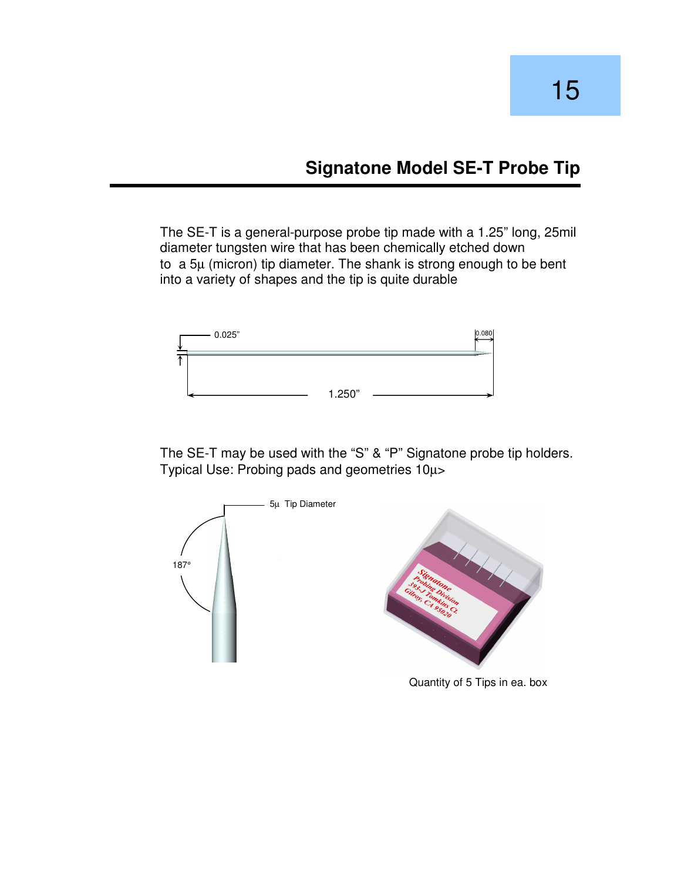## Signatone Model SE-T Probe Tip

The SE-T is a general-purpose probe tip made with a 1.25” long, 25mil diameter tungsten wire that has been chemically etched down to a 5µ (micron) tip diameter. The shank is strong enough to be bent into a variety of shapes and the tip is quite durable

0.025”

0.080

1.250”

The SE-T may be used with the “S” & “P” Signatone probe tip holders.
Typical Use: Probing pads and geometries 10µ>

5µ Tip Diameter

187°

Quantity of 5 Tips in ea. box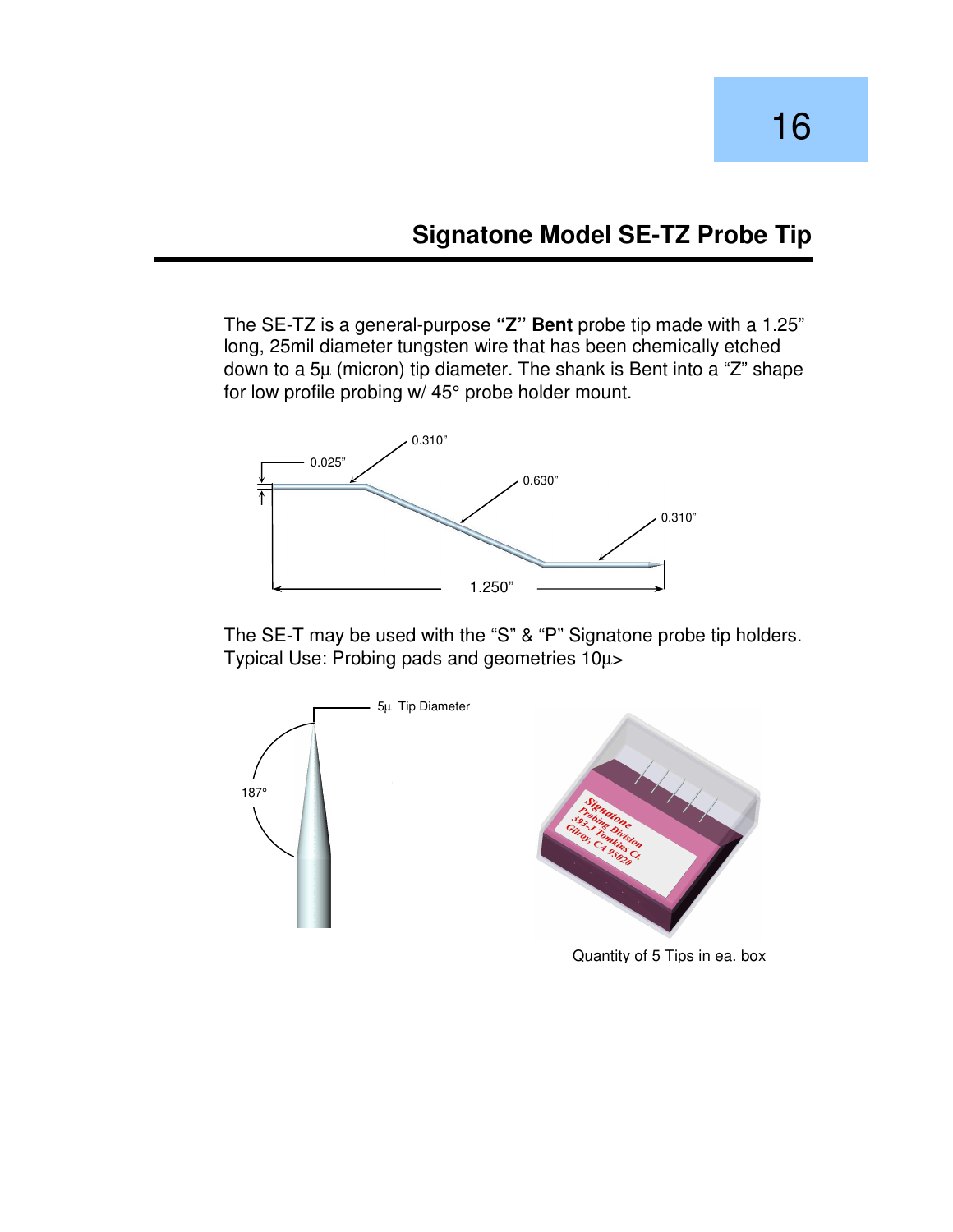## Signatone Model SE-TZ Probe Tip

The SE-TZ is a general-purpose **"Z" Bent** probe tip made with a 1.25" long, 25mil diameter tungsten wire that has been chemically etched down to a 5µ (micron) tip diameter. The shank is Bent into a "Z" shape for low profile probing w/ 45° probe holder mount.

0.025"

0.310"

0.630"

0.310"

1.250"

The SE-T may be used with the "S" & "P" Signatone probe tip holders.
Typical Use: Probing pads and geometries 10µ>

5µ Tip Diameter

187°

Signatone
Probing Division
393-J Tomkins Ct.
Gilroy, CA 95020

Quantity of 5 Tips in ea. box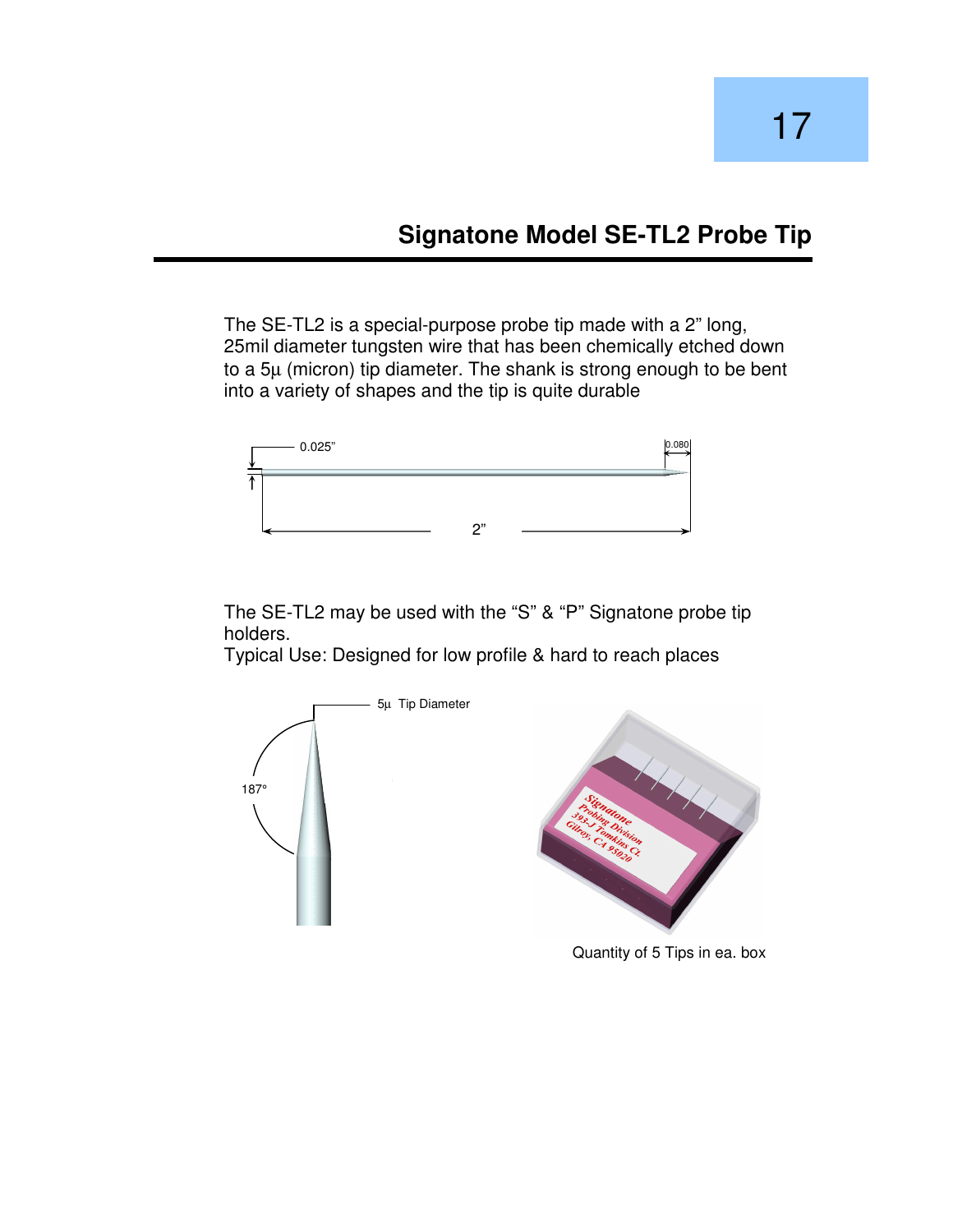## Signatone Model SE-TL2 Probe Tip

The SE-TL2 is a special-purpose probe tip made with a 2" long, 25mil diameter tungsten wire that has been chemically etched down to a 5µ (micron) tip diameter. The shank is strong enough to be bent into a variety of shapes and the tip is quite durable

0.025"

0.080

2"

The SE-TL2 may be used with the "S" & "P" Signatone probe tip holders.
Typical Use: Designed for low profile & hard to reach places

5µ Tip Diameter

187°

Quantity of 5 Tips in ea. box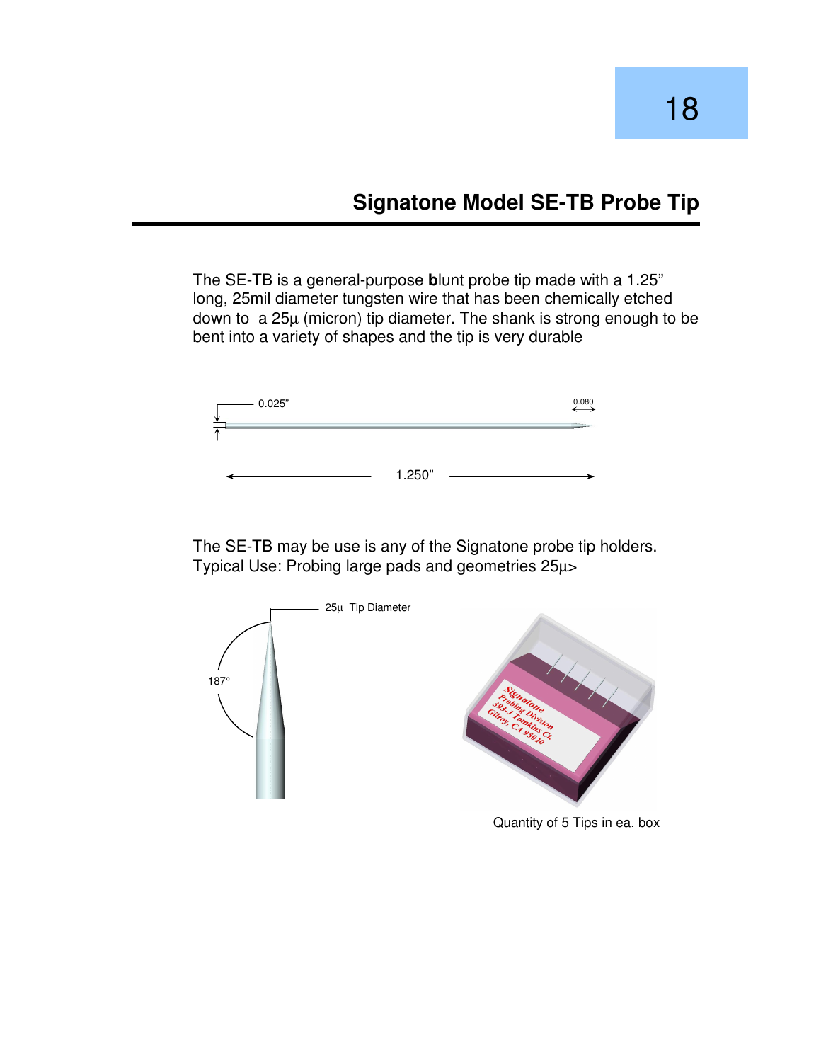## Signatone Model SE-TB Probe Tip

The SE-TB is a general-purpose **b**lunt probe tip made with a 1.25" long, 25mil diameter tungsten wire that has been chemically etched down to a 25µ (micron) tip diameter. The shank is strong enough to be bent into a variety of shapes and the tip is very durable

0.025"

0.080

1.250"

The SE-TB may be use is any of the Signatone probe tip holders.
Typical Use: Probing large pads and geometries 25µ>

25µ Tip Diameter

187°

Quantity of 5 Tips in ea. box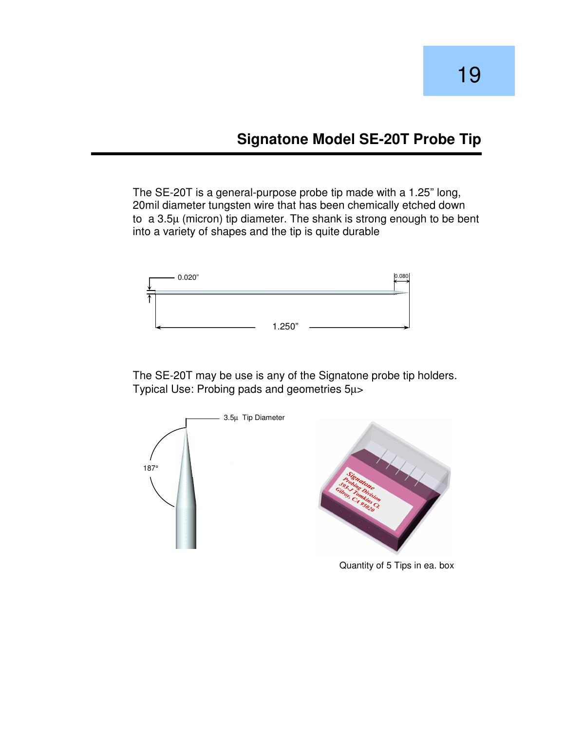## Signatone Model SE-20T Probe Tip

The SE-20T is a general-purpose probe tip made with a 1.25" long, 20mil diameter tungsten wire that has been chemically etched down to a 3.5µ (micron) tip diameter. The shank is strong enough to be bent into a variety of shapes and the tip is quite durable

0.020"

0.080

1.250"

The SE-20T may be use is any of the Signatone probe tip holders. Typical Use: Probing pads and geometries 5µ>

3.5µ Tip Diameter

187°

Quantity of 5 Tips in ea. box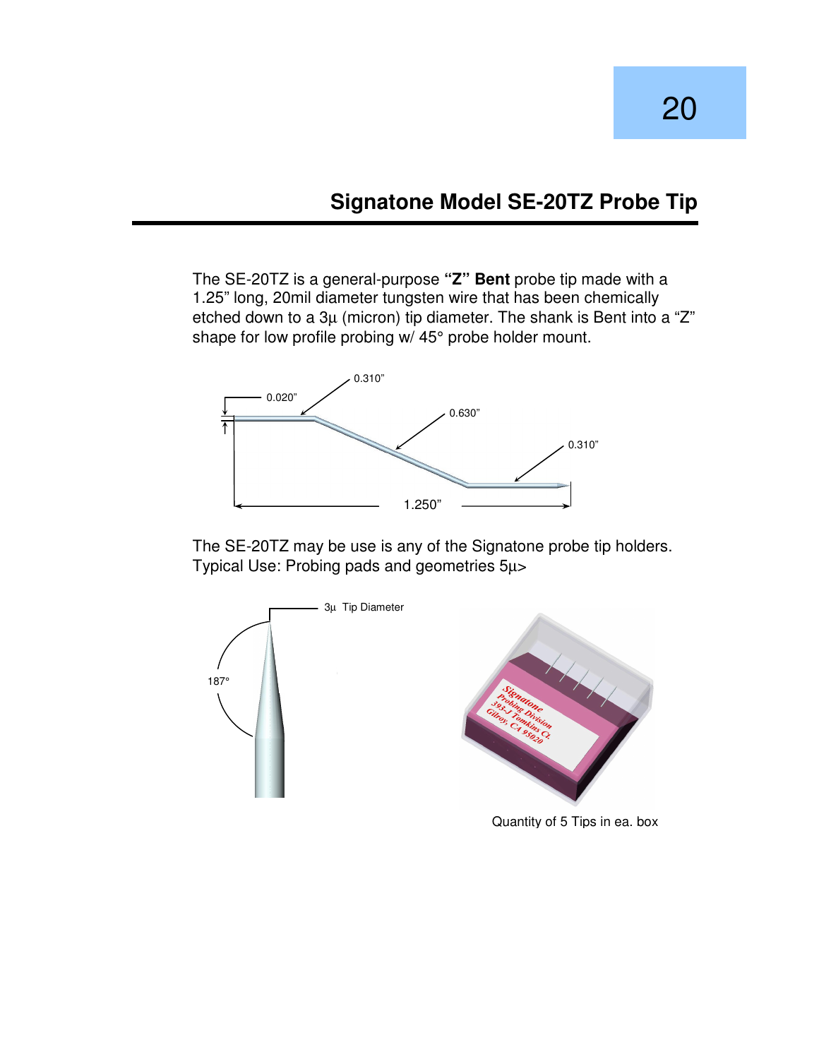## Signatone Model SE-20TZ Probe Tip

The SE-20TZ is a general-purpose **"Z" Bent** probe tip made with a 1.25" long, 20mil diameter tungsten wire that has been chemically etched down to a 3µ (micron) tip diameter. The shank is Bent into a "Z" shape for low profile probing w/ 45° probe holder mount.

0.020"

0.310"

0.630"

0.310"

1.250"

The SE-20TZ may be use is any of the Signatone probe tip holders.
Typical Use: Probing pads and geometries 5µ>

3µ Tip Diameter

187°

Quantity of 5 Tips in ea. box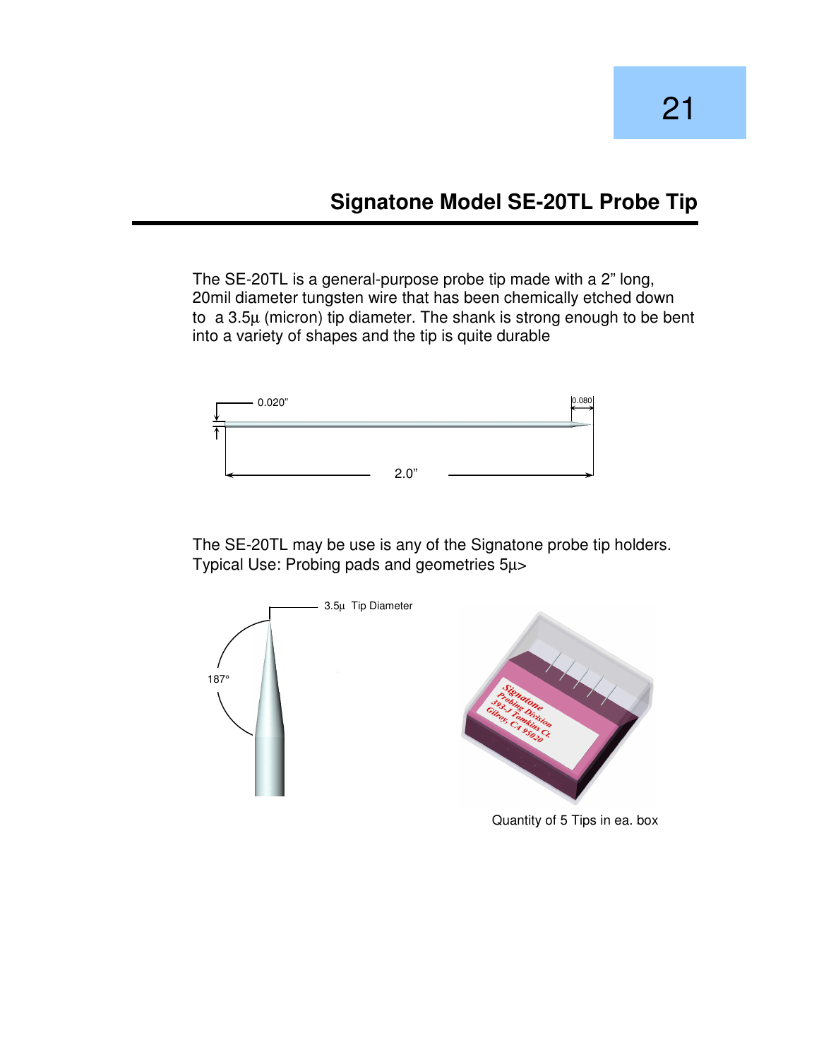## Signatone Model SE-20TL Probe Tip

The SE-20TL is a general-purpose probe tip made with a 2" long, 20mil diameter tungsten wire that has been chemically etched down to a 3.5µ (micron) tip diameter. The shank is strong enough to be bent into a variety of shapes and the tip is quite durable

0.020"

0.080

2.0"

The SE-20TL may be use is any of the Signatone probe tip holders. Typical Use: Probing pads and geometries 5µ>

3.5µ Tip Diameter

187°

Quantity of 5 Tips in ea. box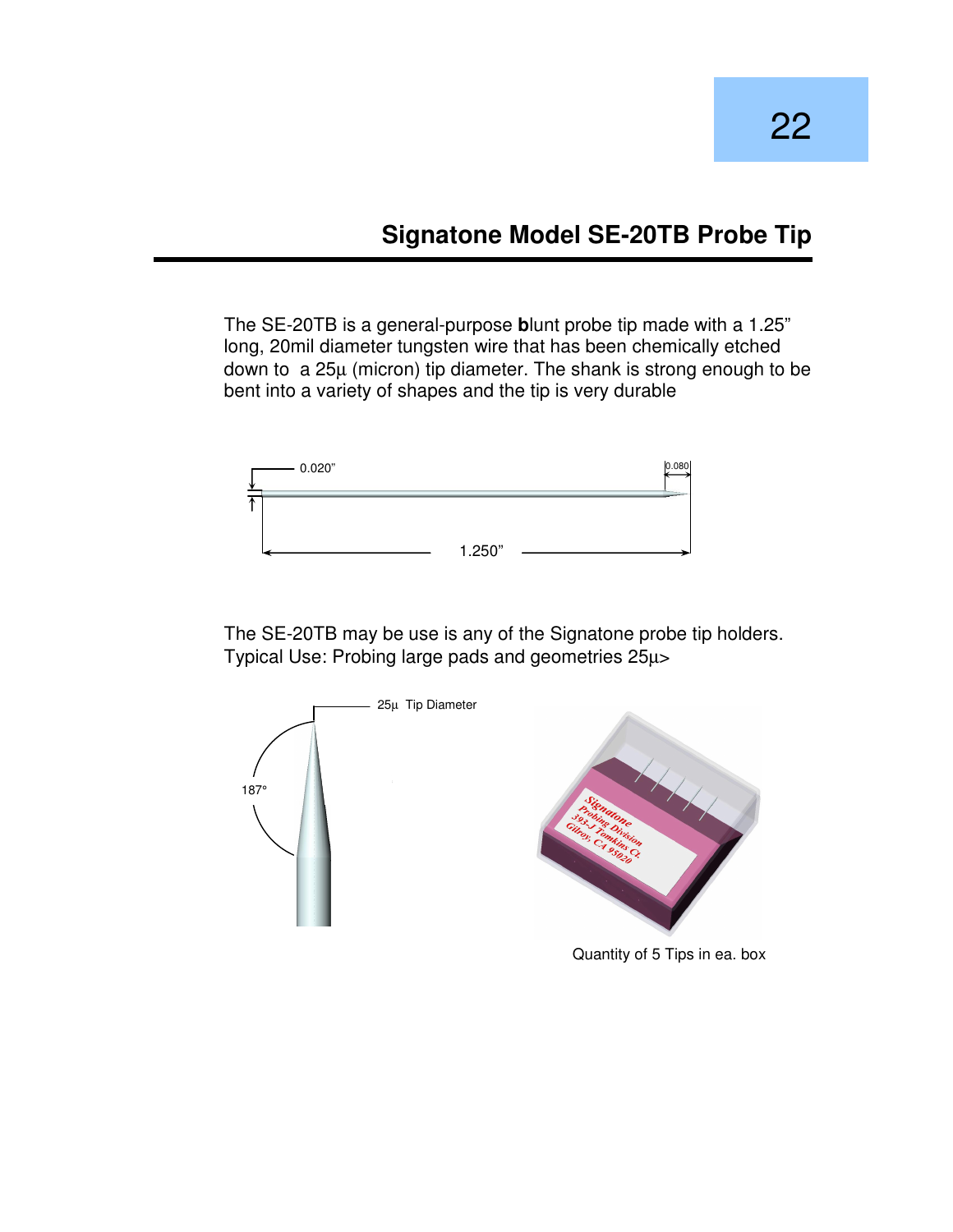## Signatone Model SE-20TB Probe Tip

The SE-20TB is a general-purpose **b**lunt probe tip made with a 1.25" long, 20mil diameter tungsten wire that has been chemically etched down to a 25µ (micron) tip diameter. The shank is strong enough to be bent into a variety of shapes and the tip is very durable

0.020"

0.080

1.250"

The SE-20TB may be use is any of the Signatone probe tip holders. Typical Use: Probing large pads and geometries 25µ>

25µ Tip Diameter

187°

Quantity of 5 Tips in ea. box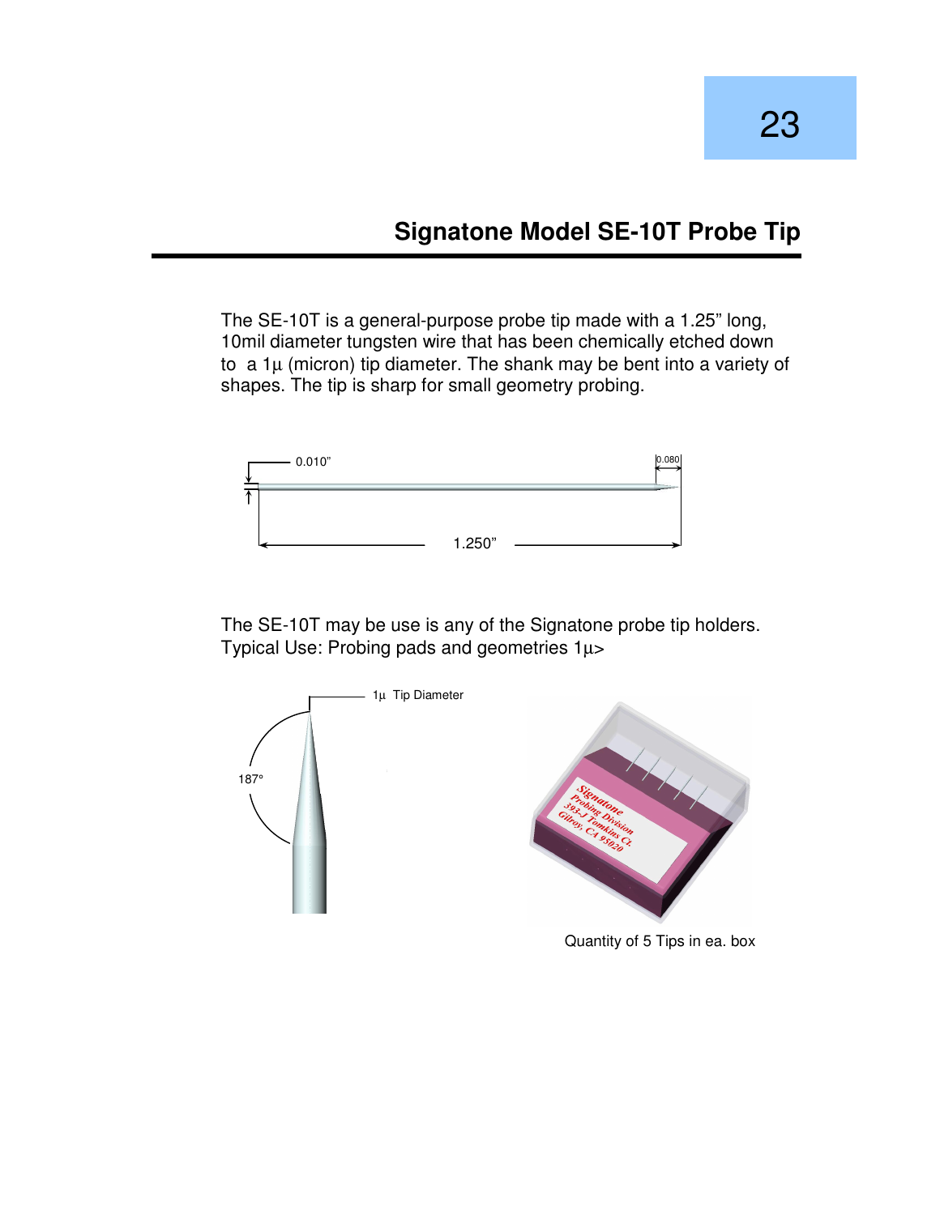## Signatone Model SE-10T Probe Tip

The SE-10T is a general-purpose probe tip made with a 1.25" long, 10mil diameter tungsten wire that has been chemically etched down to a 1µ (micron) tip diameter. The shank may be bent into a variety of shapes. The tip is sharp for small geometry probing.

0.010"

0.080

1.250"

The SE-10T may be use is any of the Signatone probe tip holders. Typical Use: Probing pads and geometries 1µ>

1µ Tip Diameter

187°

Quantity of 5 Tips in ea. box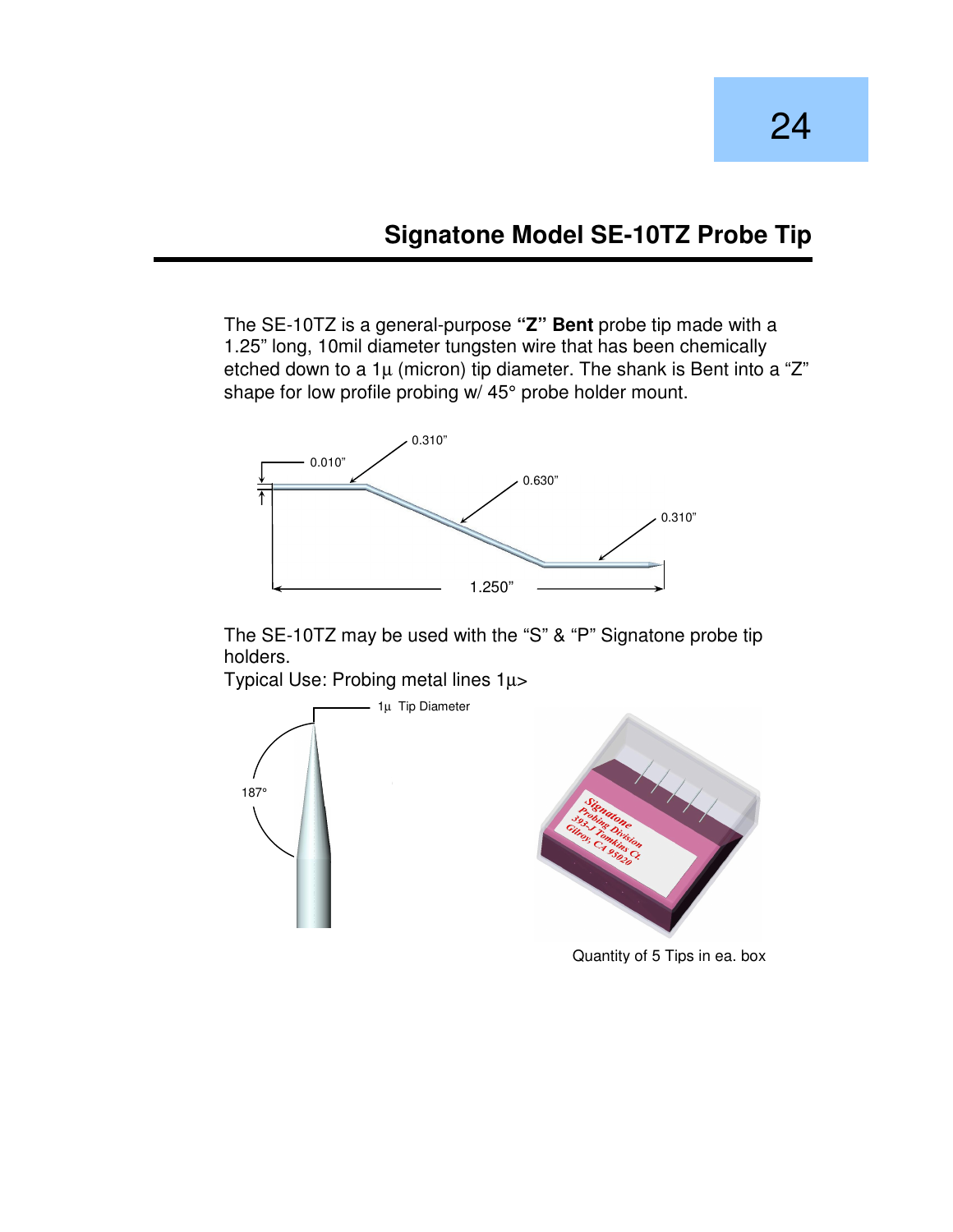## Signatone Model SE-10TZ Probe Tip

The SE-10TZ is a general-purpose **"Z" Bent** probe tip made with a 1.25" long, 10mil diameter tungsten wire that has been chemically etched down to a 1µ (micron) tip diameter. The shank is Bent into a "Z" shape for low profile probing w/ 45° probe holder mount.

0.010"

0.310"

0.630"

0.310"

1.250"

The SE-10TZ may be used with the "S" & "P" Signatone probe tip holders.

Typical Use: Probing metal lines 1µ>

1µ Tip Diameter

187°

Quantity of 5 Tips in ea. box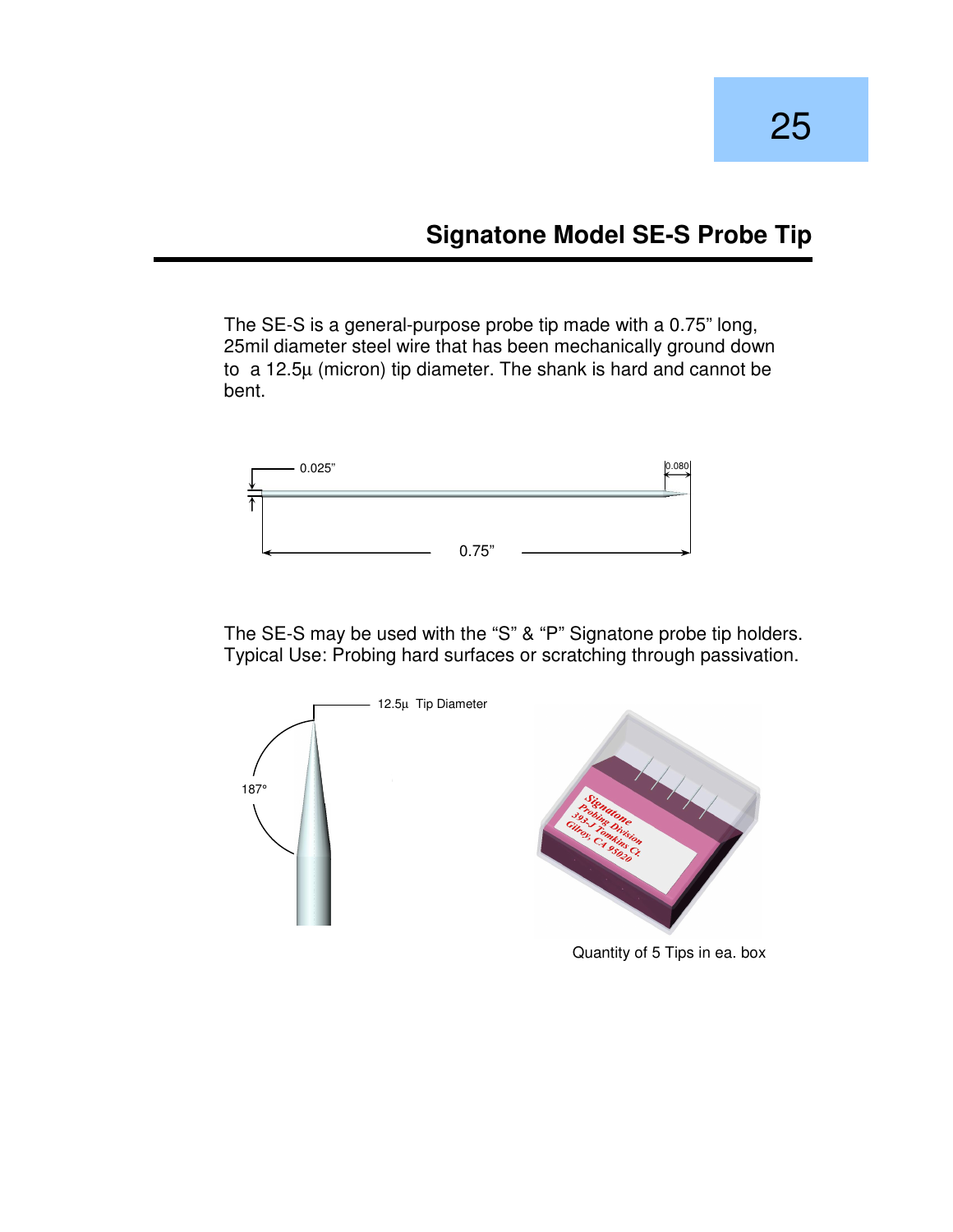## Signatone Model SE-S Probe Tip

The SE-S is a general-purpose probe tip made with a 0.75" long, 25mil diameter steel wire that has been mechanically ground down to a 12.5µ (micron) tip diameter. The shank is hard and cannot be bent.

0.025"

0.080

0.75"

The SE-S may be used with the "S" & "P" Signatone probe tip holders. Typical Use: Probing hard surfaces or scratching through passivation.

12.5µ Tip Diameter

187°

Quantity of 5 Tips in ea. box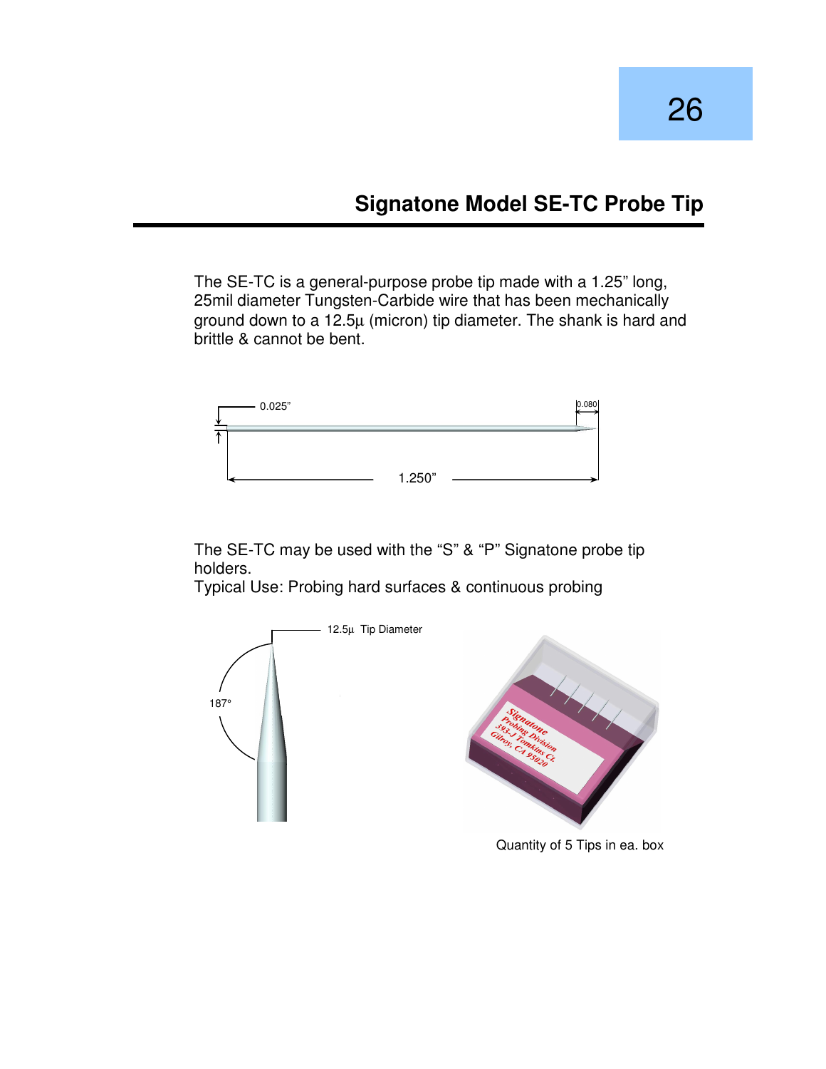## Signatone Model SE-TC Probe Tip

The SE-TC is a general-purpose probe tip made with a 1.25" long, 25mil diameter Tungsten-Carbide wire that has been mechanically ground down to a 12.5µ (micron) tip diameter. The shank is hard and brittle & cannot be bent.

0.025"

0.080

1.250"

The SE-TC may be used with the "S" & "P" Signatone probe tip holders.
Typical Use: Probing hard surfaces & continuous probing

12.5µ Tip Diameter

187°

Quantity of 5 Tips in ea. box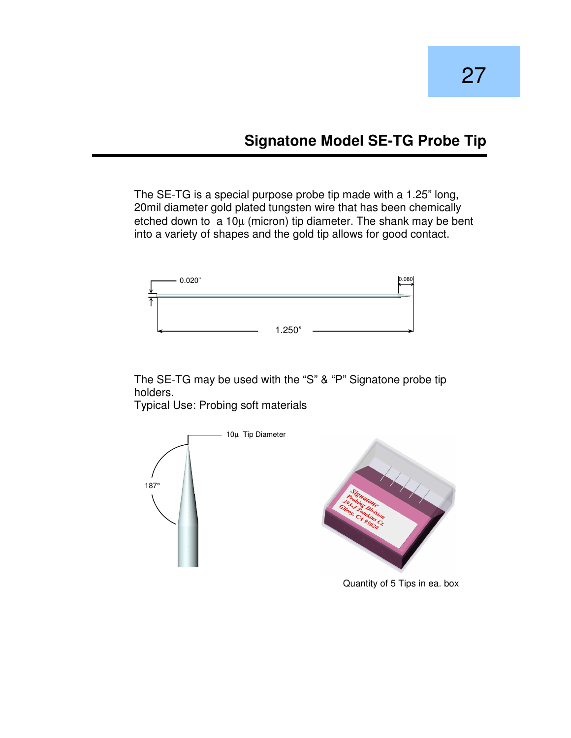## Signatone Model SE-TG Probe Tip

The SE-TG is a special purpose probe tip made with a 1.25" long, 20mil diameter gold plated tungsten wire that has been chemically etched down to a 10µ (micron) tip diameter. The shank may be bent into a variety of shapes and the gold tip allows for good contact.

0.020"

0.080

1.250"

The SE-TG may be used with the "S" & "P" Signatone probe tip holders.
Typical Use: Probing soft materials

10µ Tip Diameter

187°

Quantity of 5 Tips in ea. box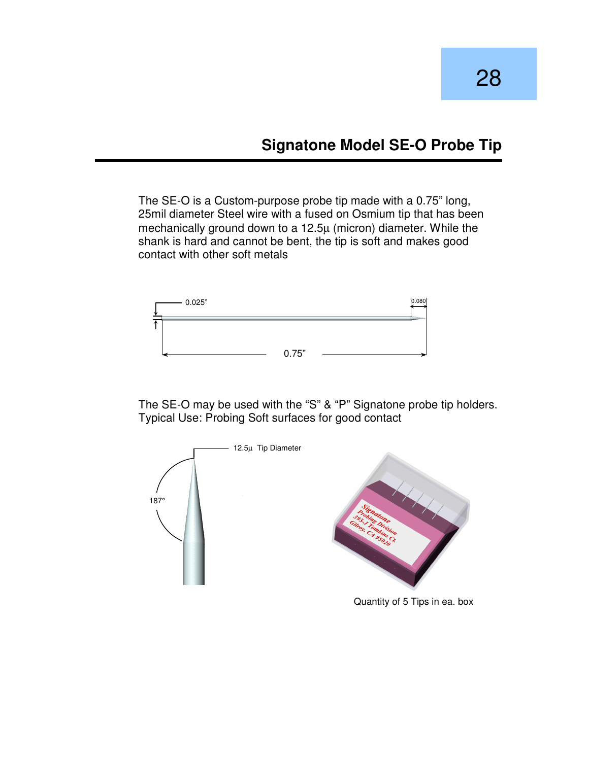## Signatone Model SE-O Probe Tip

The SE-O is a Custom-purpose probe tip made with a 0.75" long, 25mil diameter Steel wire with a fused on Osmium tip that has been mechanically ground down to a 12.5µ (micron) diameter. While the shank is hard and cannot be bent, the tip is soft and makes good contact with other soft metals

0.025"

0.080

0.75"

The SE-O may be used with the "S" & "P" Signatone probe tip holders.
Typical Use: Probing Soft surfaces for good contact

12.5µ Tip Diameter

187°

Quantity of 5 Tips in ea. box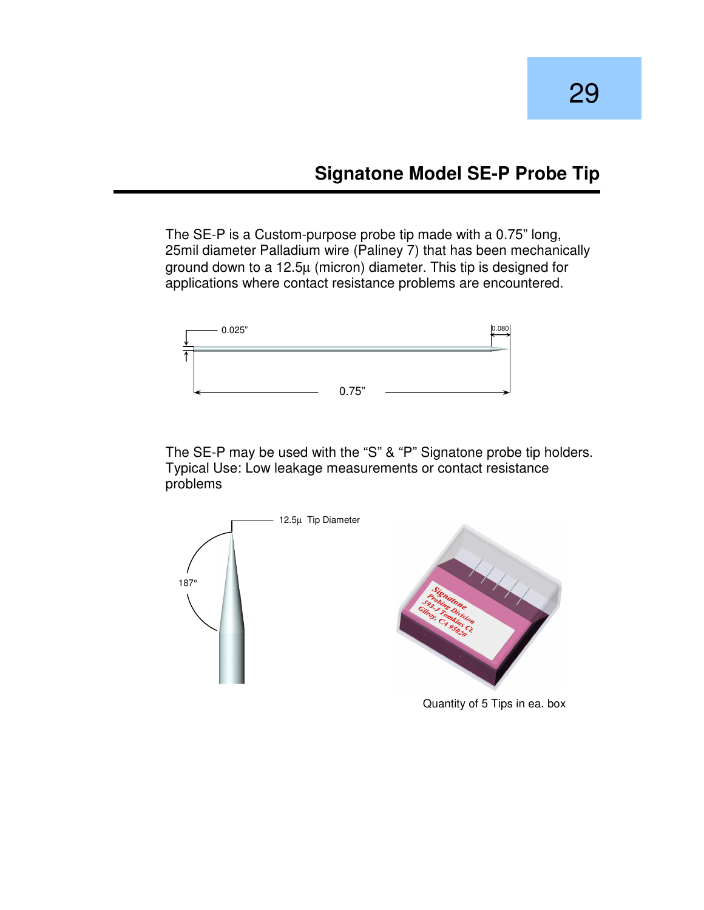# Signatone Model SE-P Probe Tip

The SE-P is a Custom-purpose probe tip made with a 0.75" long, 25mil diameter Palladium wire (Paliney 7) that has been mechanically ground down to a 12.5µ (micron) diameter. This tip is designed for applications where contact resistance problems are encountered.

0.025"

0.080

0.75"

The SE-P may be used with the "S" & "P" Signatone probe tip holders.
Typical Use: Low leakage measurements or contact resistance problems

12.5µ Tip Diameter

187°

Quantity of 5 Tips in ea. box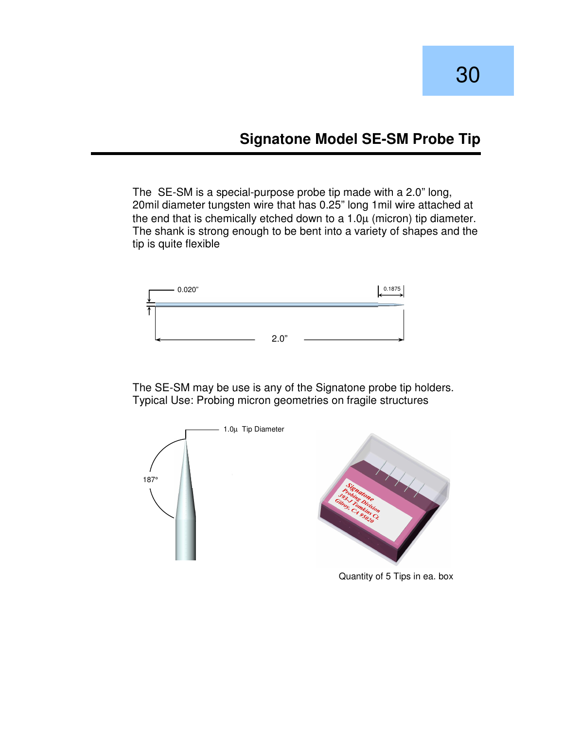## Signatone Model SE-SM Probe Tip

The SE-SM is a special-purpose probe tip made with a 2.0” long, 20mil diameter tungsten wire that has 0.25” long 1mil wire attached at the end that is chemically etched down to a 1.0µ (micron) tip diameter. The shank is strong enough to be bent into a variety of shapes and the tip is quite flexible

0.020”

0.1875

2.0”

The SE-SM may be use is any of the Signatone probe tip holders.
Typical Use: Probing micron geometries on fragile structures

1.0µ Tip Diameter

187°

Signatone
Probing Division
393-J Tomkins Ct.
Gilroy, CA 95020

Quantity of 5 Tips in ea. box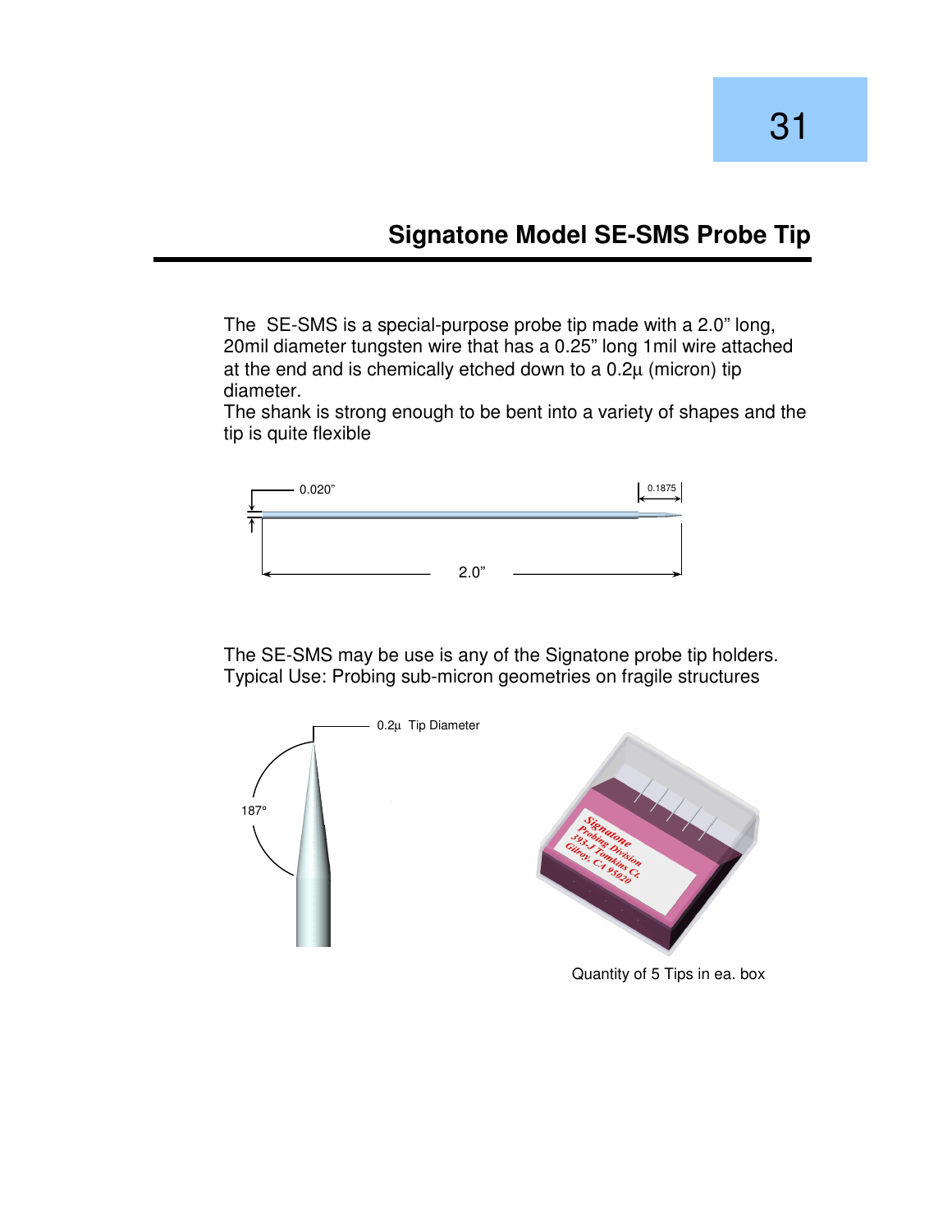## Signatone Model SE-SMS Probe Tip

The SE-SMS is a special-purpose probe tip made with a 2.0" long, 20mil diameter tungsten wire that has a 0.25" long 1mil wire attached at the end and is chemically etched down to a 0.2µ (micron) tip diameter.

The shank is strong enough to be bent into a variety of shapes and the tip is quite flexible

0.020"

0.1875

2.0"

The SE-SMS may be use is any of the Signatone probe tip holders.
Typical Use: Probing sub-micron geometries on fragile structures

0.2µ Tip Diameter

187°

Quantity of 5 Tips in ea. box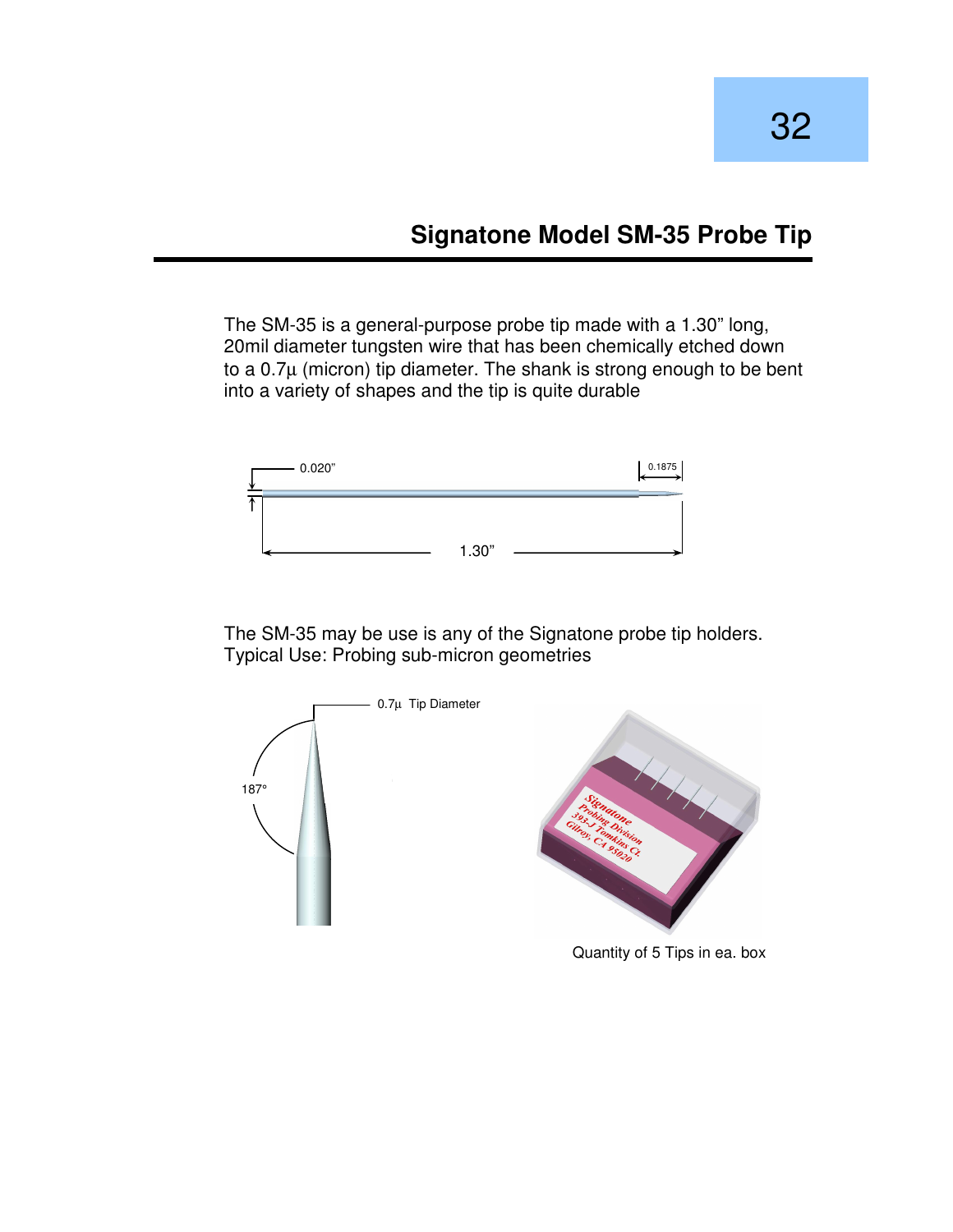## Signatone Model SM-35 Probe Tip

The SM-35 is a general-purpose probe tip made with a 1.30” long, 20mil diameter tungsten wire that has been chemically etched down to a 0.7µ (micron) tip diameter. The shank is strong enough to be bent into a variety of shapes and the tip is quite durable

0.020”

0.1875

1.30”

The SM-35 may be use is any of the Signatone probe tip holders.
Typical Use: Probing sub-micron geometries

0.7µ Tip Diameter

187°

Quantity of 5 Tips in ea. box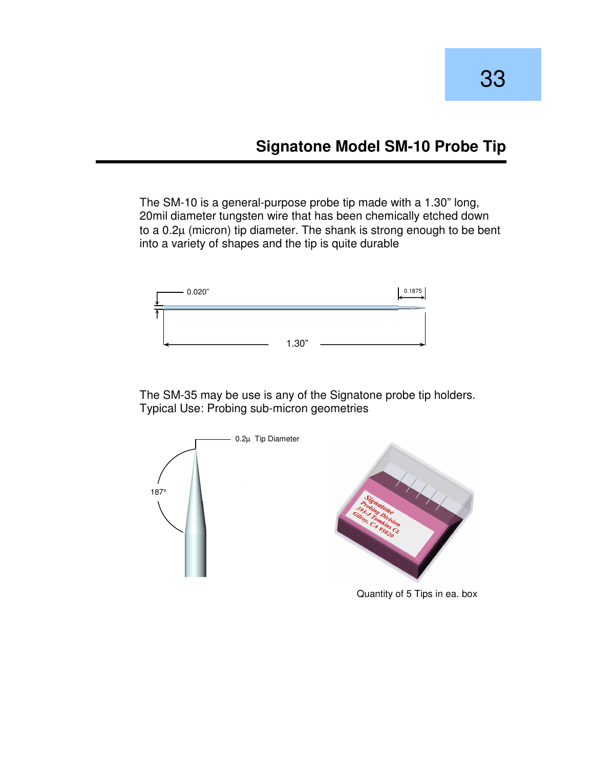## Signatone Model SM-10 Probe Tip

The SM-10 is a general-purpose probe tip made with a 1.30" long, 20mil diameter tungsten wire that has been chemically etched down to a 0.2µ (micron) tip diameter. The shank is strong enough to be bent into a variety of shapes and the tip is quite durable

0.020"

0.1875

1.30"

The SM-35 may be use is any of the Signatone probe tip holders.
Typical Use: Probing sub-micron geometries

0.2µ Tip Diameter

187°

Quantity of 5 Tips in ea. box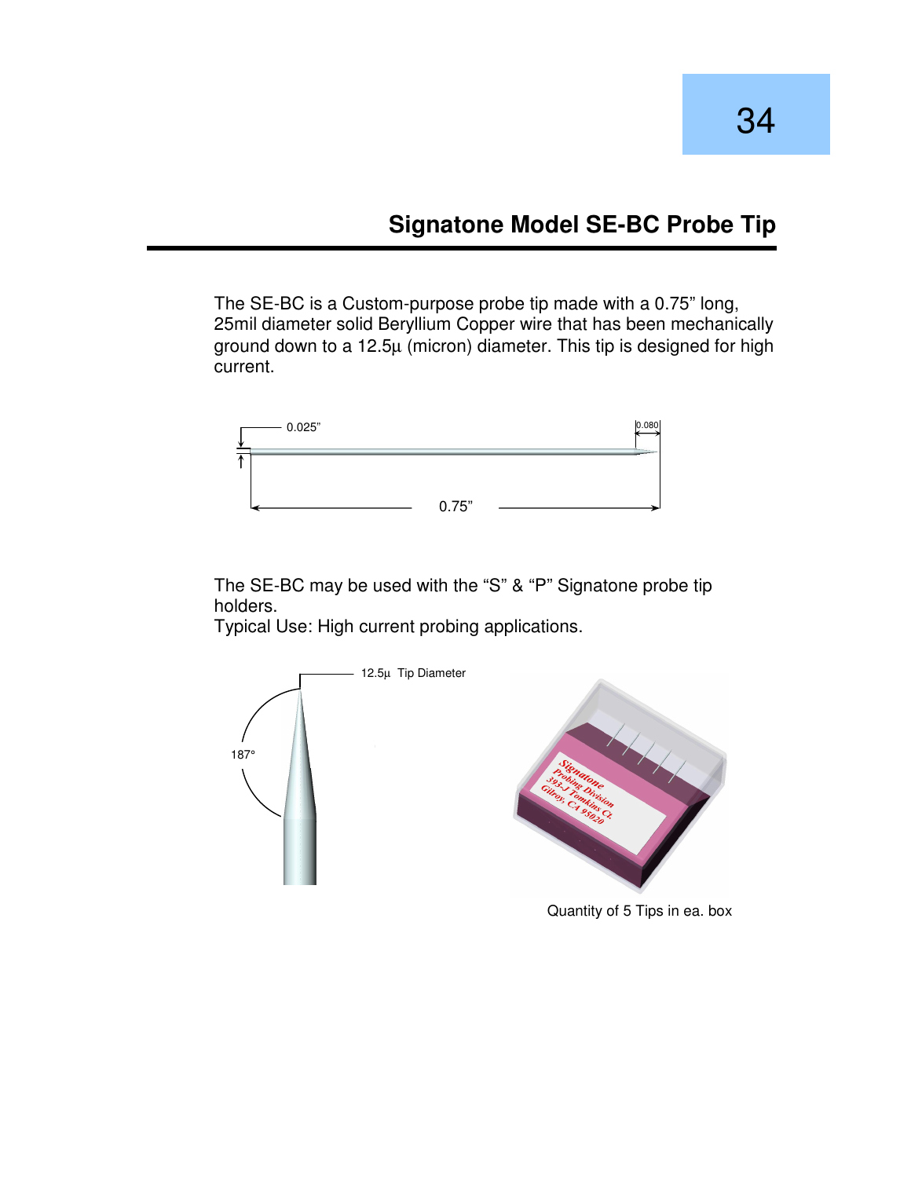## Signatone Model SE-BC Probe Tip

The SE-BC is a Custom-purpose probe tip made with a 0.75" long, 25mil diameter solid Beryllium Copper wire that has been mechanically ground down to a 12.5µ (micron) diameter. This tip is designed for high current.

0.025"

0.080

0.75"

The SE-BC may be used with the "S" & "P" Signatone probe tip holders.
Typical Use: High current probing applications.

12.5µ Tip Diameter

187°

Quantity of 5 Tips in ea. box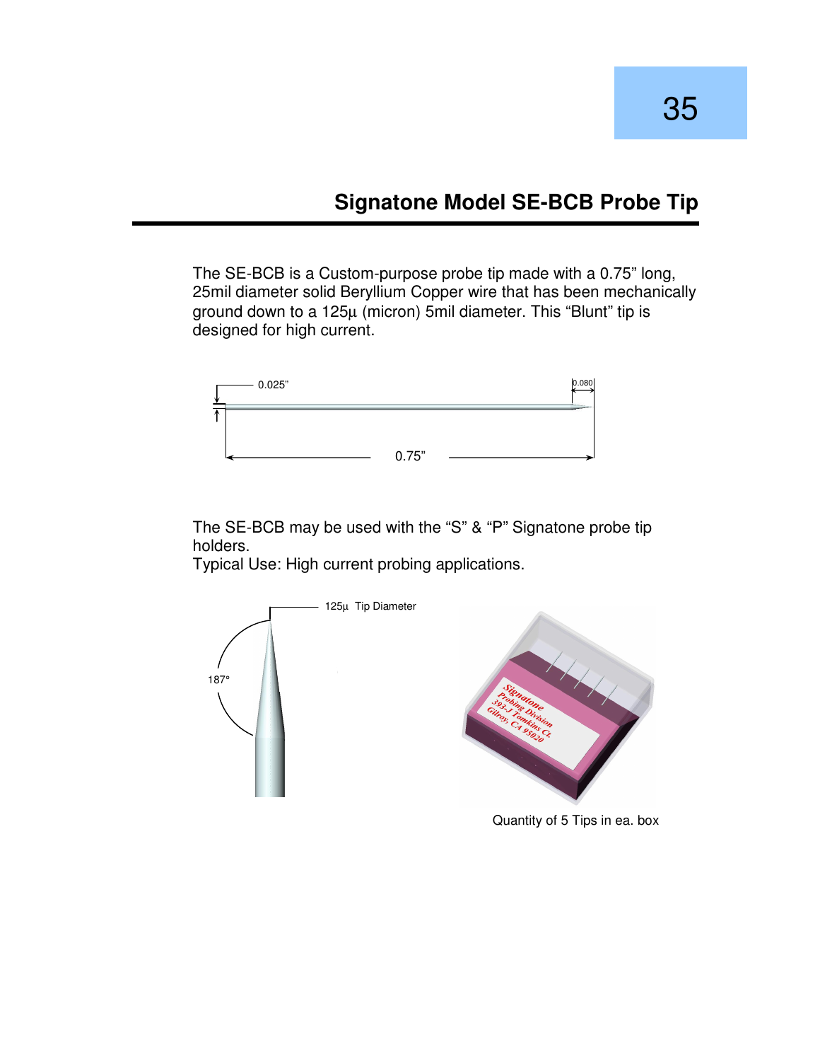## Signatone Model SE-BCB Probe Tip

The SE-BCB is a Custom-purpose probe tip made with a 0.75” long, 25mil diameter solid Beryllium Copper wire that has been mechanically ground down to a 125µ (micron) 5mil diameter. This “Blunt” tip is designed for high current.

0.025”

0.080

0.75”

The SE-BCB may be used with the “S” & “P” Signatone probe tip holders.
Typical Use: High current probing applications.

125µ Tip Diameter

187°

Signatone
Probing Division
393-J Tomkins Ct.
Gilroy, CA 95020

Quantity of 5 Tips in ea. box